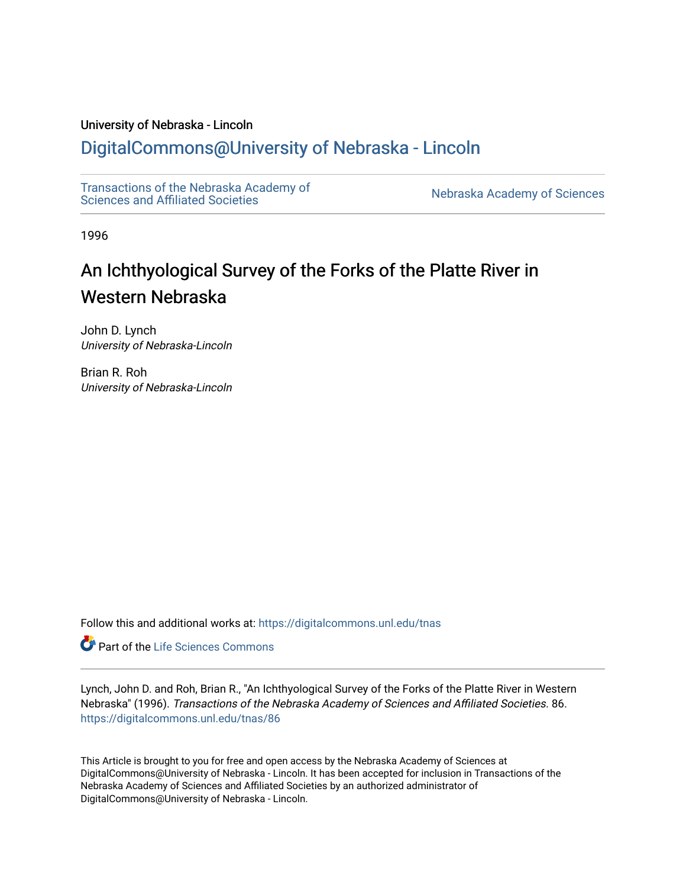University of Nebraska - Lincoln

## DigitalCommons@University of Nebraska - Lincoln

Transactions of the Nebraska Academy of Sciences and Affiliated Societies

Nebraska Academy of Sciences

1996

# An Ichthyological Survey of the Forks of the Platte River in Western Nebraska

John D. Lynch
*University of Nebraska-Lincoln*

Brian R. Roh
*University of Nebraska-Lincoln*

Follow this and additional works at: https://digitalcommons.unl.edu/tnas

Part of the Life Sciences Commons

Lynch, John D. and Roh, Brian R., "An Ichthyological Survey of the Forks of the Platte River in Western Nebraska" (1996). *Transactions of the Nebraska Academy of Sciences and Affiliated Societies*. 86.
https://digitalcommons.unl.edu/tnas/86

This Article is brought to you for free and open access by the Nebraska Academy of Sciences at DigitalCommons@University of Nebraska - Lincoln. It has been accepted for inclusion in Transactions of the Nebraska Academy of Sciences and Affiliated Societies by an authorized administrator of DigitalCommons@University of Nebraska - Lincoln.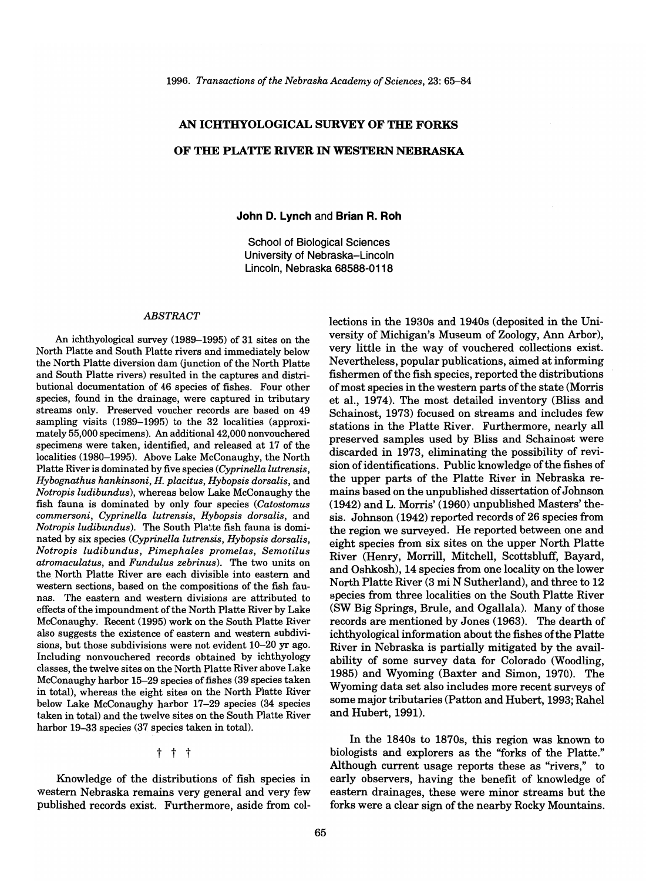# AN ICHTHYOLOGICAL SURVEY OF THE FORKS OF THE PLATTE RIVER IN WESTERN NEBRASKA

**John D. Lynch** and **Brian R. Roh**

School of Biological Sciences
University of Nebraska–Lincoln
Lincoln, Nebraska 68588-0118

*ABSTRACT*

An ichthyological survey (1989–1995) of 31 sites on the North Platte and South Platte rivers and immediately below the North Platte diversion dam (junction of the North Platte and South Platte rivers) resulted in the captures and distributional documentation of 46 species of fishes. Four other species, found in the drainage, were captured in tributary streams only. Preserved voucher records are based on 49 sampling visits (1989–1995) to the 32 localities (approximately 55,000 specimens). An additional 42,000 nonvouchered specimens were taken, identified, and released at 17 of the localities (1980–1995). Above Lake McConaughy, the North Platte River is dominated by five species (*Cyprinella lutrensis*, *Hybognathus hankinsoni*, *H. placitus*, *Hybopsis dorsalis*, and *Notropis ludibundus*), whereas below Lake McConaughy the fish fauna is dominated by only four species (*Catostomus commersoni*, *Cyprinella lutrensis*, *Hybopsis dorsalis*, and *Notropis ludibundus*). The South Platte fish fauna is dominated by six species (*Cyprinella lutrensis*, *Hybopsis dorsalis*, *Notropis ludibundus*, *Pimephales promelas*, *Semotilus atromaculatus*, and *Fundulus zebrinus*). The two units on the North Platte River are each divisible into eastern and western sections, based on the compositions of the fish faunas. The eastern and western divisions are attributed to effects of the impoundment of the North Platte River by Lake McConaughy. Recent (1995) work on the South Platte River also suggests the existence of eastern and western subdivisions, but those subdivisions were not evident 10–20 yr ago. Including nonvouchered records obtained by ichthyology classes, the twelve sites on the North Platte River above Lake McConaughy harbor 15–29 species of fishes (39 species taken in total), whereas the eight sites on the North Platte River below Lake McConaughy harbor 17–29 species (34 species taken in total) and the twelve sites on the South Platte River harbor 19–33 species (37 species taken in total).

† † †

Knowledge of the distributions of fish species in western Nebraska remains very general and very few published records exist. Furthermore, aside from collections in the 1930s and 1940s (deposited in the University of Michigan's Museum of Zoology, Ann Arbor), very little in the way of vouchered collections exist. Nevertheless, popular publications, aimed at informing fishermen of the fish species, reported the distributions of most species in the western parts of the state (Morris et al., 1974). The most detailed inventory (Bliss and Schainost, 1973) focused on streams and includes few stations in the Platte River. Furthermore, nearly all preserved samples used by Bliss and Schainost were discarded in 1973, eliminating the possibility of revision of identifications. Public knowledge of the fishes of the upper parts of the Platte River in Nebraska remains based on the unpublished dissertation of Johnson (1942) and L. Morris' (1960) unpublished Masters' thesis. Johnson (1942) reported records of 26 species from the region we surveyed. He reported between one and eight species from six sites on the upper North Platte River (Henry, Morrill, Mitchell, Scottsbluff, Bayard, and Oshkosh), 14 species from one locality on the lower North Platte River (3 mi N Sutherland), and three to 12 species from three localities on the South Platte River (SW Big Springs, Brule, and Ogallala). Many of those records are mentioned by Jones (1963). The dearth of ichthyological information about the fishes of the Platte River in Nebraska is partially mitigated by the availability of some survey data for Colorado (Woodling, 1985) and Wyoming (Baxter and Simon, 1970). The Wyoming data set also includes more recent surveys of some major tributaries (Patton and Hubert, 1993; Rahel and Hubert, 1991).

In the 1840s to 1870s, this region was known to biologists and explorers as the "forks of the Platte." Although current usage reports these as "rivers," to early observers, having the benefit of knowledge of eastern drainages, these were minor streams but the forks were a clear sign of the nearby Rocky Mountains.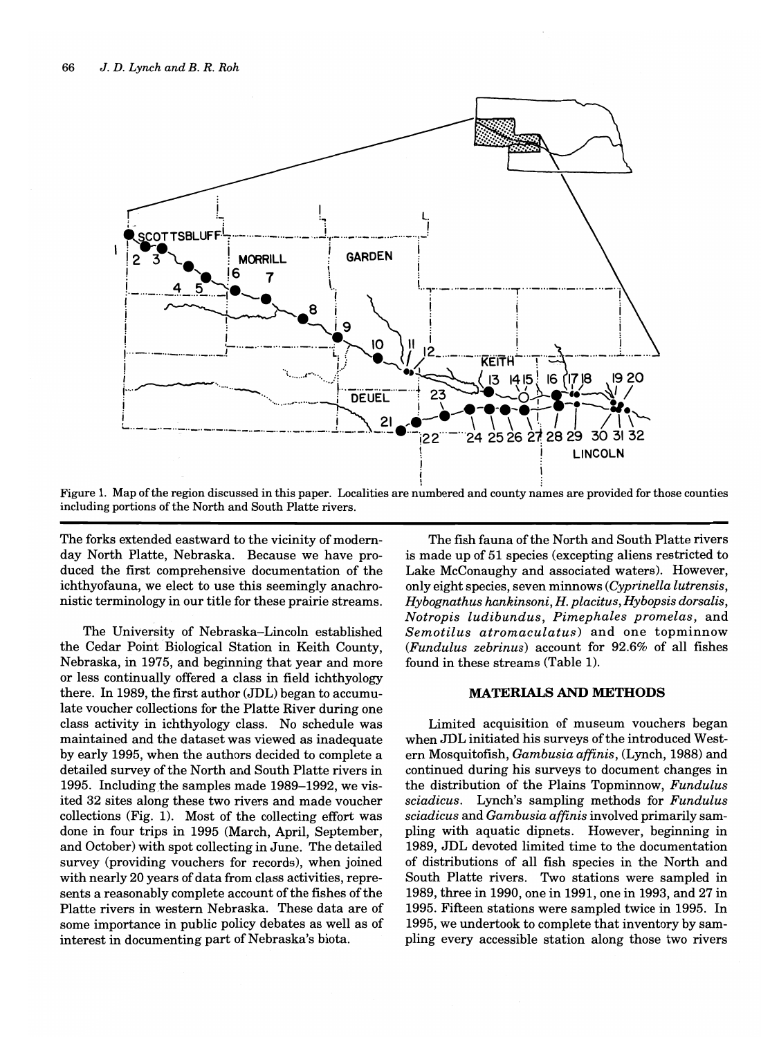Figure 1. Map of the region discussed in this paper. Localities are numbered and county names are provided for those counties including portions of the North and South Platte rivers.

The forks extended eastward to the vicinity of modern-day North Platte, Nebraska. Because we have produced the first comprehensive documentation of the ichthyofauna, we elect to use this seemingly anachronistic terminology in our title for these prairie streams.

The University of Nebraska–Lincoln established the Cedar Point Biological Station in Keith County, Nebraska, in 1975, and beginning that year and more or less continually offered a class in field ichthyology there. In 1989, the first author (JDL) began to accumulate voucher collections for the Platte River during one class activity in ichthyology class. No schedule was maintained and the dataset was viewed as inadequate by early 1995, when the authors decided to complete a detailed survey of the North and South Platte rivers in 1995. Including the samples made 1989–1992, we visited 32 sites along these two rivers and made voucher collections (Fig. 1). Most of the collecting effort was done in four trips in 1995 (March, April, September, and October) with spot collecting in June. The detailed survey (providing vouchers for records), when joined with nearly 20 years of data from class activities, represents a reasonably complete account of the fishes of the Platte rivers in western Nebraska. These data are of some importance in public policy debates as well as of interest in documenting part of Nebraska's biota.

The fish fauna of the North and South Platte rivers is made up of 51 species (excepting aliens restricted to Lake McConaughy and associated waters). However, only eight species, seven minnows (*Cyprinella lutrensis*, *Hybognathus hankinsoni*, *H. placitus*, *Hybopsis dorsalis*, *Notropis ludibundus*, *Pimephales promelas*, and *Semotilus atromaculatus*) and one topminnow (*Fundulus zebrinus*) account for 92.6% of all fishes found in these streams (Table 1).

## MATERIALS AND METHODS

Limited acquisition of museum vouchers began when JDL initiated his surveys of the introduced Western Mosquitofish, *Gambusia affinis*, (Lynch, 1988) and continued during his surveys to document changes in the distribution of the Plains Topminnow, *Fundulus sciadicus*. Lynch's sampling methods for *Fundulus sciadicus* and *Gambusia affinis* involved primarily sampling with aquatic dipnets. However, beginning in 1989, JDL devoted limited time to the documentation of distributions of all fish species in the North and South Platte rivers. Two stations were sampled in 1989, three in 1990, one in 1991, one in 1993, and 27 in 1995. Fifteen stations were sampled twice in 1995. In 1995, we undertook to complete that inventory by sampling every accessible station along those two rivers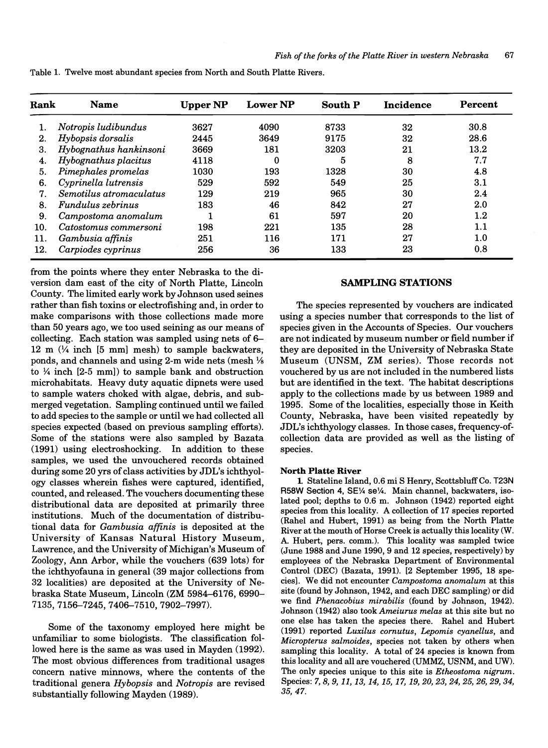Table 1. Twelve most abundant species from North and South Platte Rivers.

| Rank | Name | Upper NP | Lower NP | South P | Incidence | Percent |
|---|---|---|---|---|---|---|
| 1. | *Notropis ludibundus* | 3627 | 4090 | 8733 | 32 | 30.8 |
| 2. | *Hybopsis dorsalis* | 2445 | 3649 | 9175 | 32 | 28.6 |
| 3. | *Hybognathus hankinsoni* | 3669 | 181 | 3203 | 21 | 13.2 |
| 4. | *Hybognathus placitus* | 4118 | 0 | 5 | 8 | 7.7 |
| 5. | *Pimephales promelas* | 1030 | 193 | 1328 | 30 | 4.8 |
| 6. | *Cyprinella lutrensis* | 529 | 592 | 549 | 25 | 3.1 |
| 7. | *Semotilus atromaculatus* | 129 | 219 | 965 | 30 | 2.4 |
| 8. | *Fundulus zebrinus* | 183 | 46 | 842 | 27 | 2.0 |
| 9. | *Campostoma anomalum* | 1 | 61 | 597 | 20 | 1.2 |
| 10. | *Catostomus commersoni* | 198 | 221 | 135 | 28 | 1.1 |
| 11. | *Gambusia affinis* | 251 | 116 | 171 | 27 | 1.0 |
| 12. | *Carpiodes cyprinus* | 256 | 36 | 133 | 23 | 0.8 |

from the points where they enter Nebraska to the diversion dam east of the city of North Platte, Lincoln County. The limited early work by Johnson used seines rather than fish toxins or electrofishing and, in order to make comparisons with those collections made more than 50 years ago, we too used seining as our means of collecting. Each station was sampled using nets of 6–12 m (¼ inch [5 mm] mesh) to sample backwaters, ponds, and channels and using 2-m wide nets (mesh ⅛ to ¼ inch [2-5 mm]) to sample bank and obstruction microhabitats. Heavy duty aquatic dipnets were used to sample waters choked with algae, debris, and submerged vegetation. Sampling continued until we failed to add species to the sample or until we had collected all species expected (based on previous sampling efforts). Some of the stations were also sampled by Bazata (1991) using electroshocking. In addition to these samples, we used the unvouchered records obtained during some 20 yrs of class activities by JDL's ichthyology classes wherein fishes were captured, identified, counted, and released. The vouchers documenting these distributional data are deposited at primarily three institutions. Much of the documentation of distributional data for *Gambusia affinis* is deposited at the University of Kansas Natural History Museum, Lawrence, and the University of Michigan's Museum of Zoology, Ann Arbor, while the vouchers (639 lots) for the ichthyofauna in general (39 major collections from 32 localities) are deposited at the University of Nebraska State Museum, Lincoln (ZM 5984–6176, 6990–7135, 7156–7245, 7406–7510, 7902–7997).

Some of the taxonomy employed here might be unfamiliar to some biologists. The classification followed here is the same as was used in Mayden (1992). The most obvious differences from traditional usages concern native minnows, where the contents of the traditional genera *Hybopsis* and *Notropis* are revised substantially following Mayden (1989).

## SAMPLING STATIONS

The species represented by vouchers are indicated using a species number that corresponds to the list of species given in the Accounts of Species. Our vouchers are not indicated by museum number or field number if they are deposited in the University of Nebraska State Museum (UNSM, ZM series). Those records not vouchered by us are not included in the numbered lists but are identified in the text. The habitat descriptions apply to the collections made by us between 1989 and 1995. Some of the localities, especially those in Keith County, Nebraska, have been visited repeatedly by JDL's ichthyology classes. In those cases, frequency-of-collection data are provided as well as the listing of species.

### North Platte River

1. Stateline Island, 0.6 mi S Henry, Scottsbluff Co. T23N R58W Section 4, SE¼ se¼. Main channel, backwaters, isolated pool; depths to 0.6 m. Johnson (1942) reported eight species from this locality. A collection of 17 species reported (Rahel and Hubert, 1991) as being from the North Platte River at the mouth of Horse Creek is actually this locality (W. A. Hubert, pers. comm.). This locality was sampled twice (June 1988 and June 1990, 9 and 12 species, respectively) by employees of the Nebraska Department of Environmental Control (DEC) (Bazata, 1991). [2 September 1995, 18 species]. We did not encounter *Campostoma anomalum* at this site (found by Johnson, 1942, and each DEC sampling) or did we find *Phenacobius mirabilis* (found by Johnson, 1942). Johnson (1942) also took *Ameiurus melas* at this site but no one else has taken the species there. Rahel and Hubert (1991) reported *Luxilus cornutus*, *Lepomis cyanellus*, and *Micropterus salmoides*, species not taken by others when sampling this locality. A total of 24 species is known from this locality and all are vouchered (UMMZ, USNM, and UW). The only species unique to this site is *Etheostoma nigrum*. Species: *7, 8, 9, 11, 13, 14, 15, 17, 19, 20, 23, 24, 25, 26, 29, 34, 35, 47.*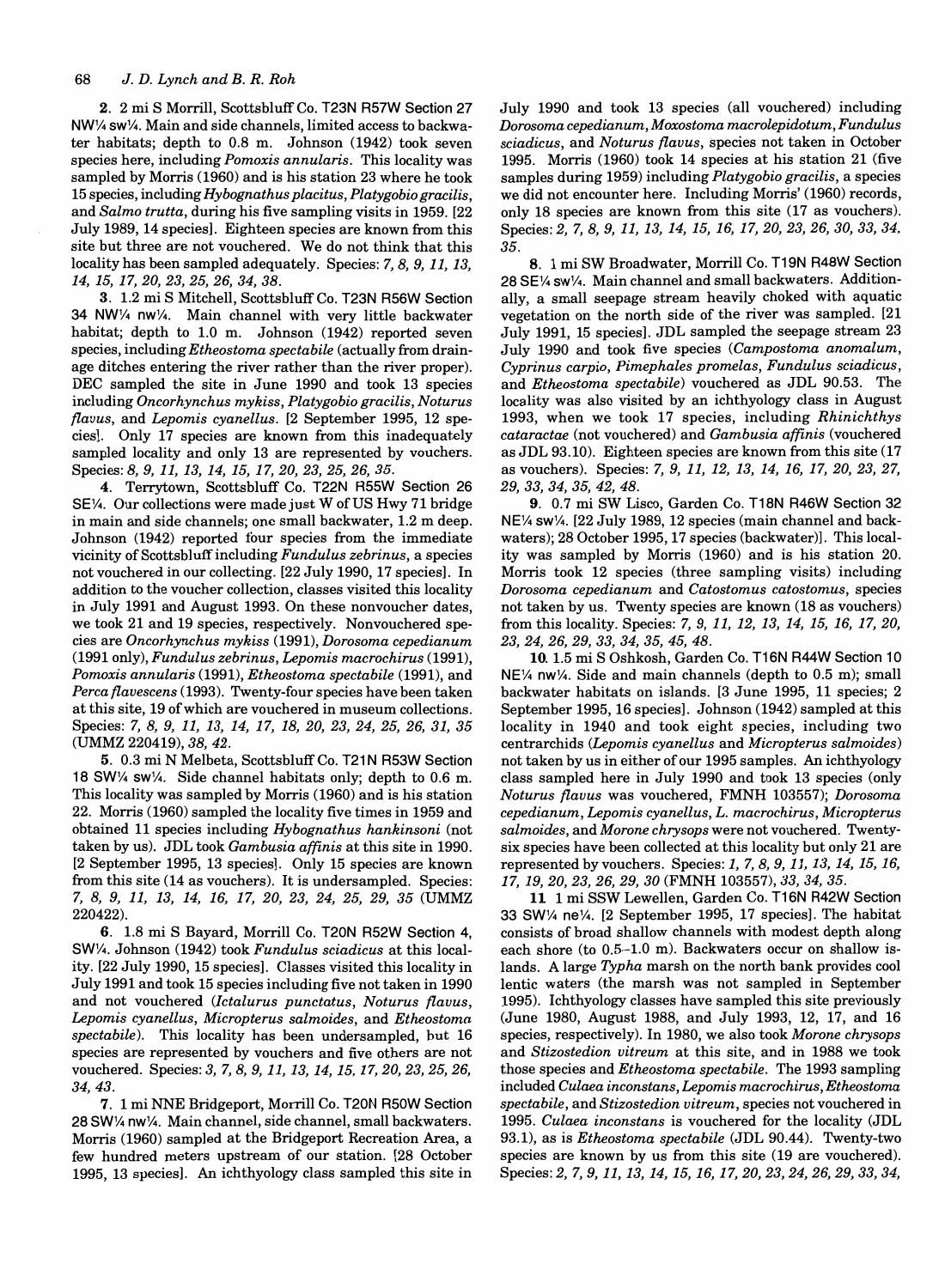**2.** 2 mi S Morrill, Scottsbluff Co. T23N R57W Section 27 NW¼ sw¼. Main and side channels, limited access to backwater habitats; depth to 0.8 m. Johnson (1942) took seven species here, including *Pomoxis annularis*. This locality was sampled by Morris (1960) and is his station 23 where he took 15 species, including *Hybognathus placitus*, *Platygobio gracilis*, and *Salmo trutta*, during his five sampling visits in 1959. [22 July 1989, 14 species]. Eighteen species are known from this site but three are not vouchered. We do not think that this locality has been sampled adequately. Species: *7, 8, 9, 11, 13, 14, 15, 17, 20, 23, 25, 26, 34, 38*.

**3.** 1.2 mi S Mitchell, Scottsbluff Co. T23N R56W Section 34 NW¼ nw¼. Main channel with very little backwater habitat; depth to 1.0 m. Johnson (1942) reported seven species, including *Etheostoma spectabile* (actually from drainage ditches entering the river rather than the river proper). DEC sampled the site in June 1990 and took 13 species including *Oncorhynchus mykiss*, *Platygobio gracilis*, *Noturus flavus*, and *Lepomis cyanellus*. [2 September 1995, 12 species]. Only 17 species are known from this inadequately sampled locality and only 13 are represented by vouchers. Species: *8, 9, 11, 13, 14, 15, 17, 20, 23, 25, 26, 35*.

**4.** Terrytown, Scottsbluff Co. T22N R55W Section 26 SE¼. Our collections were made just W of US Hwy 71 bridge in main and side channels; one small backwater, 1.2 m deep. Johnson (1942) reported four species from the immediate vicinity of Scottsbluff including *Fundulus zebrinus*, a species not vouchered in our collecting. [22 July 1990, 17 species]. In addition to the voucher collection, classes visited this locality in July 1991 and August 1993. On these nonvoucher dates, we took 21 and 19 species, respectively. Nonvouchered species are *Oncorhynchus mykiss* (1991), *Dorosoma cepedianum* (1991 only), *Fundulus zebrinus*, *Lepomis macrochirus* (1991), *Pomoxis annularis* (1991), *Etheostoma spectabile* (1991), and *Perca flavescens* (1993). Twenty-four species have been taken at this site, 19 of which are vouchered in museum collections. Species: *7, 8, 9, 11, 13, 14, 17, 18, 20, 23, 24, 25, 26, 31, 35* (UMMZ 220419), *38, 42*.

**5.** 0.3 mi N Melbeta, Scottsbluff Co. T21N R53W Section 18 SW¼ sw¼. Side channel habitats only; depth to 0.6 m. This locality was sampled by Morris (1960) and is his station 22. Morris (1960) sampled the locality five times in 1959 and obtained 11 species including *Hybognathus hankinsoni* (not taken by us). JDL took *Gambusia affinis* at this site in 1990. [2 September 1995, 13 species]. Only 15 species are known from this site (14 as vouchers). It is undersampled. Species: *7, 8, 9, 11, 13, 14, 16, 17, 20, 23, 24, 25, 29, 35* (UMMZ 220422).

**6.** 1.8 mi S Bayard, Morrill Co. T20N R52W Section 4, SW¼. Johnson (1942) took *Fundulus sciadicus* at this locality. [22 July 1990, 15 species]. Classes visited this locality in July 1991 and took 15 species including five not taken in 1990 and not vouchered (*Ictalurus punctatus*, *Noturus flavus*, *Lepomis cyanellus*, *Micropterus salmoides*, and *Etheostoma spectabile*). This locality has been undersampled, but 16 species are represented by vouchers and five others are not vouchered. Species: *3, 7, 8, 9, 11, 13, 14, 15, 17, 20, 23, 25, 26, 34, 43*.

**7.** 1 mi NNE Bridgeport, Morrill Co. T20N R50W Section 28 SW¼ nw¼. Main channel, side channel, small backwaters. Morris (1960) sampled at the Bridgeport Recreation Area, a few hundred meters upstream of our station. [28 October 1995, 13 species]. An ichthyology class sampled this site in July 1990 and took 13 species (all vouchered) including *Dorosoma cepedianum*, *Moxostoma macrolepidotum*, *Fundulus sciadicus*, and *Noturus flavus*, species not taken in October 1995. Morris (1960) took 14 species at his station 21 (five samples during 1959) including *Platygobio gracilis*, a species we did not encounter here. Including Morris' (1960) records, only 18 species are known from this site (17 as vouchers). Species: *2, 7, 8, 9, 11, 13, 14, 15, 16, 17, 20, 23, 26, 30, 33, 34, 35*.

**8.** 1 mi SW Broadwater, Morrill Co. T19N R48W Section 28 SE¼ sw¼. Main channel and small backwaters. Additionally, a small seepage stream heavily choked with aquatic vegetation on the north side of the river was sampled. [21 July 1991, 15 species]. JDL sampled the seepage stream 23 July 1990 and took five species (*Campostoma anomalum*, *Cyprinus carpio*, *Pimephales promelas*, *Fundulus sciadicus*, and *Etheostoma spectabile*) vouchered as JDL 90.53. The locality was also visited by an ichthyology class in August 1993, when we took 17 species, including *Rhinichthys cataractae* (not vouchered) and *Gambusia affinis* (vouchered as JDL 93.10). Eighteen species are known from this site (17 as vouchers). Species: *7, 9, 11, 12, 13, 14, 16, 17, 20, 23, 27, 29, 33, 34, 35, 42, 48*.

**9.** 0.7 mi SW Lisco, Garden Co. T18N R46W Section 32 NE¼ sw¼. [22 July 1989, 12 species (main channel and backwaters); 28 October 1995, 17 species (backwater)]. This locality was sampled by Morris (1960) and is his station 20. Morris took 12 species (three sampling visits) including *Dorosoma cepedianum* and *Catostomus catostomus*, species not taken by us. Twenty species are known (18 as vouchers) from this locality. Species: *7, 9, 11, 12, 13, 14, 15, 16, 17, 20, 23, 24, 26, 29, 33, 34, 35, 45, 48*.

**10.** 1.5 mi S Oshkosh, Garden Co. T16N R44W Section 10 NE¼ nw¼. Side and main channels (depth to 0.5 m); small backwater habitats on islands. [3 June 1995, 11 species; 2 September 1995, 16 species]. Johnson (1942) sampled at this locality in 1940 and took eight species, including two centrarchids (*Lepomis cyanellus* and *Micropterus salmoides*) not taken by us in either of our 1995 samples. An ichthyology class sampled here in July 1990 and took 13 species (only *Noturus flavus* was vouchered, FMNH 103557); *Dorosoma cepedianum*, *Lepomis cyanellus*, *L. macrochirus*, *Micropterus salmoides*, and *Morone chrysops* were not vouchered. Twenty-six species have been collected at this locality but only 21 are represented by vouchers. Species: *1, 7, 8, 9, 11, 13, 14, 15, 16, 17, 19, 20, 23, 26, 29, 30* (FMNH 103557), *33, 34, 35*.

**11.** 1 mi SSW Lewellen, Garden Co. T16N R42W Section 33 SW¼ ne¼. [2 September 1995, 17 species]. The habitat consists of broad shallow channels with modest depth along each shore (to 0.5–1.0 m). Backwaters occur on shallow islands. A large *Typha* marsh on the north bank provides cool lentic waters (the marsh was not sampled in September 1995). Ichthyology classes have sampled this site previously (June 1980, August 1988, and July 1993, 12, 17, and 16 species, respectively). In 1980, we also took *Morone chrysops* and *Stizostedion vitreum* at this site, and in 1988 we took those species and *Etheostoma spectabile*. The 1993 sampling included *Culaea inconstans*, *Lepomis macrochirus*, *Etheostoma spectabile*, and *Stizostedion vitreum*, species not vouchered in 1995. *Culaea inconstans* is vouchered for the locality (JDL 93.1), as is *Etheostoma spectabile* (JDL 90.44). Twenty-two species are known by us from this site (19 are vouchered). Species: *2, 7, 9, 11, 13, 14, 15, 16, 17, 20, 23, 24, 26, 29, 33, 34,*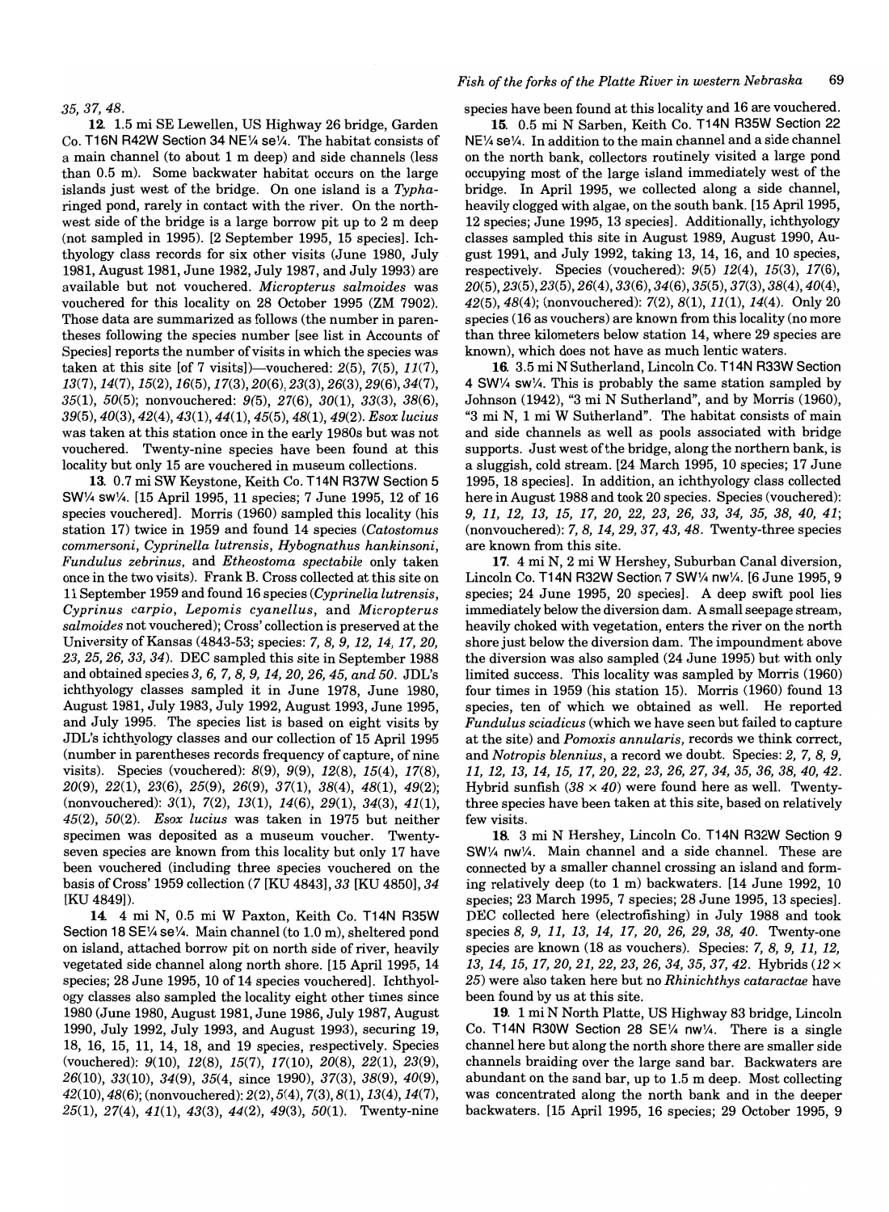35, 37, 48.

**12.** 1.5 mi SE Lewellen, US Highway 26 bridge, Garden Co. T16N R42W Section 34 NE¼ se¼. The habitat consists of a main channel (to about 1 m deep) and side channels (less than 0.5 m). Some backwater habitat occurs on the large islands just west of the bridge. On one island is a *Typha*-ringed pond, rarely in contact with the river. On the northwest side of the bridge is a large borrow pit up to 2 m deep (not sampled in 1995). [2 September 1995, 15 species]. Ichthyology class records for six other visits (June 1980, July 1981, August 1981, June 1982, July 1987, and July 1993) are available but not vouchered. *Micropterus salmoides* was vouchered for this locality on 28 October 1995 (ZM 7902). Those data are summarized as follows (the number in parentheses following the species number [see list in Accounts of Species] reports the number of visits in which the species was taken at this site [of 7 visits])—vouchered: *2*(5), *7*(5), *11*(7), *13*(7), *14*(7), *15*(2), *16*(5), *17*(3), *20*(6), *23*(3), *26*(3), *29*(6), *34*(7), *35*(1), *50*(5); nonvouchered: *9*(5), *27*(6), *30*(1), *33*(3), *38*(6), *39*(5), *40*(3), *42*(4), *43*(1), *44*(1), *45*(5), *48*(1), *49*(2). *Esox lucius* was taken at this station once in the early 1980s but was not vouchered. Twenty-nine species have been found at this locality but only 15 are vouchered in museum collections.

**13.** 0.7 mi SW Keystone, Keith Co. T14N R37W Section 5 SW¼ sw¼. [15 April 1995, 11 species; 7 June 1995, 12 of 16 species vouchered]. Morris (1960) sampled this locality (his station 17) twice in 1959 and found 14 species (*Catostomus commersoni*, *Cyprinella lutrensis*, *Hybognathus hankinsoni*, *Fundulus zebrinus*, and *Etheostoma spectabile* only taken once in the two visits). Frank B. Cross collected at this site on 11 September 1959 and found 16 species (*Cyprinella lutrensis*, *Cyprinus carpio*, *Lepomis cyanellus*, and *Micropterus salmoides* not vouchered); Cross' collection is preserved at the University of Kansas (4843-53; species: *7, 8, 9, 12, 14, 17, 20, 23, 25, 26, 33, 34*). DEC sampled this site in September 1988 and obtained species *3, 6, 7, 8, 9, 14, 20, 26, 45, and 50*. JDL's ichthyology classes sampled it in June 1978, June 1980, August 1981, July 1983, July 1992, August 1993, June 1995, and July 1995. The species list is based on eight visits by JDL's ichthyology classes and our collection of 15 April 1995 (number in parentheses records frequency of capture, of nine visits). Species (vouchered): *8*(9), *9*(9), *12*(8), *15*(4), *17*(8), *20*(9), *22*(1), *23*(6), *25*(9), *26*(9), *37*(1), *38*(4), *48*(1), *49*(2); (nonvouchered): *3*(1), *7*(2), *13*(1), *14*(6), *29*(1), *34*(3), *41*(1), *45*(2), *50*(2). *Esox lucius* was taken in 1975 but neither specimen was deposited as a museum voucher. Twenty-seven species are known from this locality but only 17 have been vouchered (including three species vouchered on the basis of Cross' 1959 collection (*7* [KU 4843], *33* [KU 4850], *34* [KU 4849]).

**14.** 4 mi N, 0.5 mi W Paxton, Keith Co. T14N R35W Section 18 SE¼ se¼. Main channel (to 1.0 m), sheltered pond on island, attached borrow pit on north side of river, heavily vegetated side channel along north shore. [15 April 1995, 14 species; 28 June 1995, 10 of 14 species vouchered]. Ichthyology classes also sampled the locality eight other times since 1980 (June 1980, August 1981, June 1986, July 1987, August 1990, July 1992, July 1993, and August 1993), securing 19, 18, 16, 15, 11, 14, 18, and 19 species, respectively. Species (vouchered): *9*(10), *12*(8), *15*(7), *17*(10), *20*(8), *22*(1), *23*(9), *26*(10), *33*(10), *34*(9), *35*(4, since 1990), *37*(3), *38*(9), *40*(9), *42*(10), *48*(6); (nonvouchered): *2*(2), *5*(4), *7*(3), *8*(1), *13*(4), *14*(7), *25*(1), *27*(4), *41*(1), *43*(3), *44*(2), *49*(3), *50*(1). Twenty-nine species have been found at this locality and 16 are vouchered.

**15.** 0.5 mi N Sarben, Keith Co. T14N R35W Section 22 NE¼ se¼. In addition to the main channel and a side channel on the north bank, collectors routinely visited a large pond occupying most of the large island immediately west of the bridge. In April 1995, we collected along a side channel, heavily clogged with algae, on the south bank. [15 April 1995, 12 species; June 1995, 13 species]. Additionally, ichthyology classes sampled this site in August 1989, August 1990, August 1991, and July 1992, taking 13, 14, 16, and 10 species, respectively. Species (vouchered): *9*(5) *12*(4), *15*(3), *17*(6), *20*(5), *23*(5), *23*(5), *26*(4), *33*(6), *34*(6), *35*(5), *37*(3), *38*(4), *40*(4), *42*(5), *48*(4); (nonvouchered): *7*(2), *8*(1), *11*(1), *14*(4). Only 20 species (16 as vouchers) are known from this locality (no more than three kilometers below station 14, where 29 species are known), which does not have as much lentic waters.

**16.** 3.5 mi N Sutherland, Lincoln Co. T14N R33W Section 4 SW¼ sw¼. This is probably the same station sampled by Johnson (1942), "3 mi N Sutherland", and by Morris (1960), "3 mi N, 1 mi W Sutherland". The habitat consists of main and side channels as well as pools associated with bridge supports. Just west of the bridge, along the northern bank, is a sluggish, cold stream. [24 March 1995, 10 species; 17 June 1995, 18 species]. In addition, an ichthyology class collected here in August 1988 and took 20 species. Species (vouchered): *9, 11, 12, 13, 15, 17, 20, 22, 23, 26, 33, 34, 35, 38, 40, 41*; (nonvouchered): *7, 8, 14, 29, 37, 43, 48*. Twenty-three species are known from this site.

**17.** 4 mi N, 2 mi W Hershey, Suburban Canal diversion, Lincoln Co. T14N R32W Section 7 SW¼ nw¼. [6 June 1995, 9 species; 24 June 1995, 20 species]. A deep swift pool lies immediately below the diversion dam. A small seepage stream, heavily choked with vegetation, enters the river on the north shore just below the diversion dam. The impoundment above the diversion was also sampled (24 June 1995) but with only limited success. This locality was sampled by Morris (1960) four times in 1959 (his station 15). Morris (1960) found 13 species, ten of which we obtained as well. He reported *Fundulus sciadicus* (which we have seen but failed to capture at the site) and *Pomoxis annularis*, records we think correct, and *Notropis blennius*, a record we doubt. Species: *2, 7, 8, 9, 11, 12, 13, 14, 15, 17, 20, 22, 23, 26, 27, 34, 35, 36, 38, 40, 42*. Hybrid sunfish (*38* × *40*) were found here as well. Twenty-three species have been taken at this site, based on relatively few visits.

**18.** 3 mi N Hershey, Lincoln Co. T14N R32W Section 9 SW¼ nw¼. Main channel and a side channel. These are connected by a smaller channel crossing an island and forming relatively deep (to 1 m) backwaters. [14 June 1992, 10 species; 23 March 1995, 7 species; 28 June 1995, 13 species]. DEC collected here (electrofishing) in July 1988 and took species *8, 9, 11, 13, 14, 17, 20, 26, 29, 38, 40*. Twenty-one species are known (18 as vouchers). Species: *7, 8, 9, 11, 12, 13, 14, 15, 17, 20, 21, 22, 23, 26, 34, 35, 37, 42*. Hybrids (*12* × *25*) were also taken here but no *Rhinichthys cataractae* have been found by us at this site.

**19.** 1 mi N North Platte, US Highway 83 bridge, Lincoln Co. T14N R30W Section 28 SE¼ nw¼. There is a single channel here but along the north shore there are smaller side channels braiding over the large sand bar. Backwaters are abundant on the sand bar, up to 1.5 m deep. Most collecting was concentrated along the north bank and in the deeper backwaters. [15 April 1995, 16 species; 29 October 1995, 9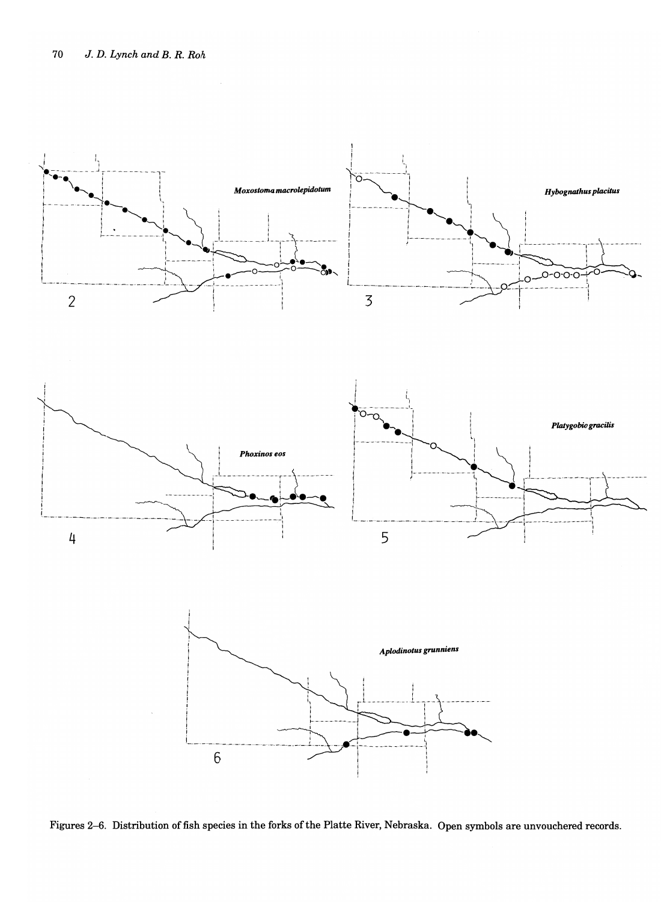Figures 2–6. Distribution of fish species in the forks of the Platte River, Nebraska. Open symbols are unvouchered records.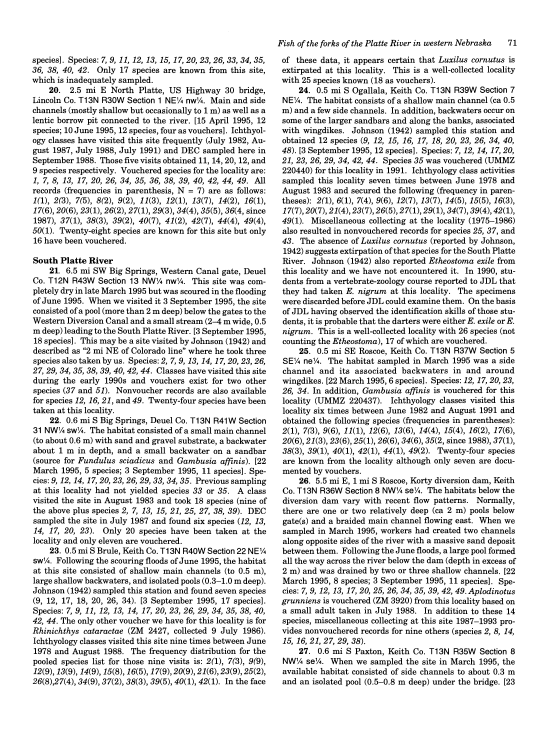species]. Species: *7, 9, 11, 12, 13, 15, 17, 20, 23, 26, 33, 34, 35, 36, 38, 40, 42*. Only 17 species are known from this site, which is inadequately sampled.

**20**. 2.5 mi E North Platte, US Highway 30 bridge, Lincoln Co. T13N R30W Section 1 NE¼ nw¼. Main and side channels (mostly shallow but occasionally to 1 m) as well as a lentic borrow pit connected to the river. [15 April 1995, 12 species; 10 June 1995, 12 species, four as vouchers]. Ichthyology classes have visited this site frequently (July 1982, August 1987, July 1988, July 1991) and DEC sampled here in September 1988. Those five visits obtained 11, 14, 20, 12, and 9 species respectively. Vouchered species for the locality are: *1, 7, 8, 13, 17, 20, 26, 34, 35, 36, 38, 39, 40, 42, 44, 49*. All records (frequencies in parenthesis, N = 7) are as follows: *1*(1), *2*(3), *7*(5), *8*(2), *9*(2), *11*(3), *12*(1), *13*(7), *14*(2), *16*(1), *17*(6), *20*(6), *23*(1), *26*(2), *27*(1), *29*(3), *34*(4), *35*(5), *36*(4, since 1987), *37*(1), *38*(3), *39*(2), *40*(7), *41*(2), *42*(7), *44*(4), *49*(4), *50*(1). Twenty-eight species are known for this site but only 16 have been vouchered.

## South Platte River

**21**. 6.5 mi SW Big Springs, Western Canal gate, Deuel Co. T12N R43W Section 13 NW¼ nw¼. This site was completely dry in late March 1995 but was scoured in the flooding of June 1995. When we visited it 3 September 1995, the site consisted of a pool (more than 2 m deep) below the gates to the Western Diversion Canal and a small stream (2–4 m wide, 0.5 m deep) leading to the South Platte River. [3 September 1995, 18 species]. This may be a site visited by Johnson (1942) and described as "2 mi NE of Colorado line" where he took three species also taken by us. Species: *2, 7, 9, 13, 14, 17, 20, 23, 26, 27, 29, 34, 35, 38, 39, 40, 42, 44*. Classes have visited this site during the early 1990s and vouchers exist for two other species (*37* and *51*). Nonvoucher records are also available for species *12, 16, 21*, and *49*. Twenty-four species have been taken at this locality.

**22**. 0.6 mi S Big Springs, Deuel Co. T13N R41W Section 31 NW¼ sw¼. The habitat consisted of a small main channel (to about 0.6 m) with sand and gravel substrate, a backwater about 1 m in depth, and a small backwater on a sandbar (source for *Fundulus sciadicus* and *Gambusia affinis*). [22 March 1995, 5 species; 3 September 1995, 11 species]. Species: *9, 12, 14, 17, 20, 23, 26, 29, 33, 34, 35*. Previous sampling at this locality had not yielded species *33* or *35*. A class visited the site in August 1983 and took 18 species (nine of the above plus species *2, 7, 13, 15, 21, 25, 27, 38, 39*). DEC sampled the site in July 1987 and found six species (*12, 13, 14, 17, 20, 23*). Only 20 species have been taken at the locality and only eleven are vouchered.

**23**. 0.5 mi S Brule, Keith Co. T13N R40W Section 22 NE¼ sw¼. Following the scouring floods of June 1995, the habitat at this site consisted of shallow main channels (to 0.5 m), large shallow backwaters, and isolated pools (0.3–1.0 m deep). Johnson (1942) sampled this station and found seven species (9, 12, 17, 18, 20, 26, 34). [3 September 1995, 17 species]. Species: *7, 9, 11, 12, 13, 14, 17, 20, 23, 26, 29, 34, 35, 38, 40, 42, 44*. The only other voucher we have for this locality is for *Rhinichthys cataractae* (ZM 2427, collected 9 July 1986). Ichthyology classes visited this site nine times between June 1978 and August 1988. The frequency distribution for the pooled species list for those nine visits is: *2*(1), *7*(3), *9*(9), *12*(9), *13*(9), *14*(9), *15*(8), *16*(5), *17*(9), *20*(9), *21*(6), *23*(9), *25*(2), *26*(8), *27*(4), *34*(9), *37*(2), *38*(3), *39*(5), *40*(1), *42*(1). In the face of these data, it appears certain that *Luxilus cornutus* is extirpated at this locality. This is a well-collected locality with 25 species known (18 as vouchers).

**24**. 0.5 mi S Ogallala, Keith Co. T13N R39W Section 7 NE¼. The habitat consists of a shallow main channel (ca 0.5 m) and a few side channels. In addition, backwaters occur on some of the larger sandbars and along the banks, associated with wingdikes. Johnson (1942) sampled this station and obtained 12 species (*9, 12, 15, 16, 17, 18, 20, 23, 26, 34, 40, 48*). [3 September 1995, 12 species]. Species: *7, 12, 14, 17, 20, 21, 23, 26, 29, 34, 42, 44*. Species *35* was vouchered (UMMZ 220440) for this locality in 1991. Ichthyology class activities sampled this locality seven times between June 1978 and August 1983 and secured the following (frequency in parentheses): *2*(1), *6*(1), *7*(4), *9*(6), *12*(7), *13*(7), *14*(5), *15*(5), *16*(3), *17*(7), *20*(7), *21*(4), *23*(7), *26*(5), *27*(1), *29*(1), *34*(7), *39*(4), *42*(1), *49*(1). Miscellaneous collecting at the locality (1975–1986) also resulted in nonvouchered records for species *25, 37*, and *43*. The absence of *Luxilus cornutus* (reported by Johnson, 1942) suggests extirpation of that species for the South Platte River. Johnson (1942) also reported *Etheostoma exile* from this locality and we have not encountered it. In 1990, students from a vertebrate-zoology course reported to JDL that they had taken *E. nigrum* at this locality. The specimens were discarded before JDL could examine them. On the basis of JDL having observed the identification skills of those students, it is probable that the darters were either *E. exile* or *E. nigrum*. This is a well-collected locality with 26 species (not counting the *Etheostoma*), 17 of which are vouchered.

**25**. 0.5 mi SE Roscoe, Keith Co. T13N R37W Section 5 SE¼ ne¼. The habitat sampled in March 1995 was a side channel and its associated backwaters in and around wingdikes. [22 March 1995, 6 species]. Species: *12, 17, 20, 23, 26, 34*. In addition, *Gambusia affinis* is vouchered for this locality (UMMZ 220437). Ichthyology classes visited this locality six times between June 1982 and August 1991 and obtained the following species (frequencies in parentheses): *2*(1), *7*(3), *9*(6), *11*(1), *12*(6), *13*(6), *14*(4), *15*(4), *16*(2), *17*(6), *20*(6), *21*(3), *23*(6), *25*(1), *26*(6), *34*(6), *35*(2, since 1988), *37*(1), *38*(3), *39*(1), *40*(1), *42*(1), *44*(1), *49*(2). Twenty-four species are known from the locality although only seven are documented by vouchers.

**26**. 5.5 mi E, 1 mi S Roscoe, Korty diversion dam, Keith Co. T13N R36W Section 8 NW¼ se¼. The habitats below the diversion dam vary with recent flow patterns. Normally, there are one or two relatively deep (ca 2 m) pools below gate(s) and a braided main channel flowing east. When we sampled in March 1995, workers had created two channels along opposite sides of the river with a massive sand deposit between them. Following the June floods, a large pool formed all the way across the river below the dam (depth in excess of 2 m) and was drained by two or three shallow channels. [22 March 1995, 8 species; 3 September 1995, 11 species]. Species: *7, 9, 12, 13, 17, 20, 25, 26, 34, 35, 39, 42, 49*. *Aplodinotus grunniens* is vouchered (ZM 3920) from this locality based on a small adult taken in July 1988. In addition to these 14 species, miscellaneous collecting at this site 1987–1993 provides nonvouchered records for nine others (species *2, 8, 14, 15, 16, 21, 27, 29, 38*).

**27**. 0.6 mi S Paxton, Keith Co. T13N R35W Section 8 NW¼ se¼. When we sampled the site in March 1995, the available habitat consisted of side channels to about 0.3 m and an isolated pool (0.5–0.8 m deep) under the bridge. [23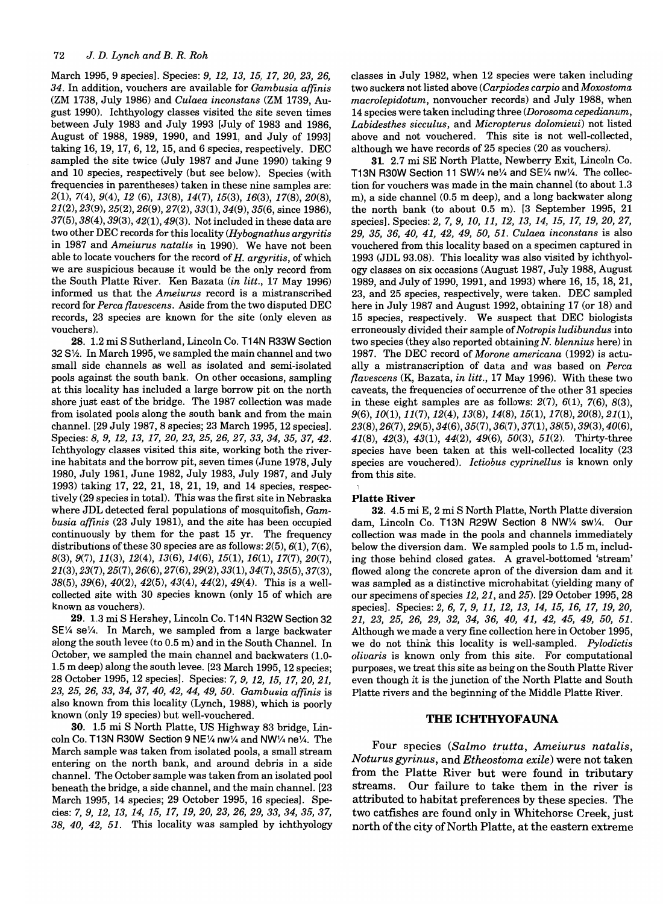March 1995, 9 species]. Species: *9, 12, 13, 15, 17, 20, 23, 26, 34*. In addition, vouchers are available for *Gambusia affinis* (ZM 1738, July 1986) and *Culaea inconstans* (ZM 1739, August 1990). Ichthyology classes visited the site seven times between July 1983 and July 1993 [July of 1983 and 1986, August of 1988, 1989, 1990, and 1991, and July of 1993] taking 16, 19, 17, 6, 12, 15, and 6 species, respectively. DEC sampled the site twice (July 1987 and June 1990) taking 9 and 10 species, respectively (but see below). Species (with frequencies in parentheses) taken in these nine samples are: *2*(1), *7*(4), *9*(4), *12* (6), *13*(8), *14*(7), *15*(3), *16*(3), *17*(8), *20*(8), *21*(2), *23*(9), *25*(2), *26*(9), *27*(2), *33*(1), *34*(9), *35*(6, since 1986), *37*(5), *38*(4), *39*(3), *42*(1), *49*(3). Not included in these data are two other DEC records for this locality (*Hybognathus argyritis* in 1987 and *Ameiurus natalis* in 1990). We have not been able to locate vouchers for the record of *H. argyritis*, of which we are suspicious because it would be the only record from the South Platte River. Ken Bazata (*in litt.*, 17 May 1996) informed us that the *Ameiurus* record is a mistranscribed record for *Perca flavescens*. Aside from the two disputed DEC records, 23 species are known for the site (only eleven as vouchers).

**28.** 1.2 mi S Sutherland, Lincoln Co. T14N R33W Section 32 S½. In March 1995, we sampled the main channel and two small side channels as well as isolated and semi-isolated pools against the south bank. On other occasions, sampling at this locality has included a large borrow pit on the north shore just east of the bridge. The 1987 collection was made from isolated pools along the south bank and from the main channel. [29 July 1987, 8 species; 23 March 1995, 12 species]. Species: *8, 9, 12, 13, 17, 20, 23, 25, 26, 27, 33, 34, 35, 37, 42*. Ichthyology classes visited this site, working both the riverine habitats and the borrow pit, seven times (June 1978, July 1980, July 1981, June 1982, July 1983, July 1987, and July 1993) taking 17, 22, 21, 18, 21, 19, and 14 species, respectively (29 species in total). This was the first site in Nebraska where JDL detected feral populations of mosquitofish, *Gambusia affinis* (23 July 1981), and the site has been occupied continuously by them for the past 15 yr. The frequency distributions of these 30 species are as follows: *2*(5), *6*(1), *7*(6), *8*(3), *9*(7), *11*(3), *12*(4), *13*(6), *14*(6), *15*(1), *16*(1), *17*(7), *20*(7), *21*(3), *23*(7), *25*(7), *26*(6), *27*(6), *29*(2), *33*(1), *34*(7), *35*(5), *37*(3), *38*(5), *39*(6), *40*(2), *42*(5), *43*(4), *44*(2), *49*(4). This is a well-collected site with 30 species known (only 15 of which are known as vouchers).

**29.** 1.3 mi S Hershey, Lincoln Co. T14N R32W Section 32 SE¼ se¼. In March, we sampled from a large backwater along the south levee (to 0.5 m) and in the South Channel. In October, we sampled the main channel and backwaters (1.0-1.5 m deep) along the south levee. [23 March 1995, 12 species; 28 October 1995, 12 species]. Species: *7, 9, 12, 15, 17, 20, 21, 23, 25, 26, 33, 34, 37, 40, 42, 44, 49, 50*. *Gambusia affinis* is also known from this locality (Lynch, 1988), which is poorly known (only 19 species) but well-vouchered.

**30.** 1.5 mi S North Platte, US Highway 83 bridge, Lincoln Co. T13N R30W Section 9 NE¼ nw¼ and NW¼ ne¼. The March sample was taken from isolated pools, a small stream entering on the north bank, and around debris in a side channel. The October sample was taken from an isolated pool beneath the bridge, a side channel, and the main channel. [23 March 1995, 14 species; 29 October 1995, 16 species]. Species: *7, 9, 12, 13, 14, 15, 17, 19, 20, 23, 26, 29, 33, 34, 35, 37, 38, 40, 42, 51*. This locality was sampled by ichthyology classes in July 1982, when 12 species were taken including two suckers not listed above (*Carpiodes carpio* and *Moxostoma macrolepidotum*, nonvoucher records) and July 1988, when 14 species were taken including three (*Dorosoma cepedianum*, *Labidesthes sicculus*, and *Micropterus dolomieui*) not listed above and not vouchered. This site is not well-collected, although we have records of 25 species (20 as vouchers).

**31.** 2.7 mi SE North Platte, Newberry Exit, Lincoln Co. T13N R30W Section 11 SW¼ ne¼ and SE¼ nw¼. The collection for vouchers was made in the main channel (to about 1.3 m), a side channel (0.5 m deep), and a long backwater along the north bank (to about 0.5 m). [3 September 1995, 21 species]. Species: *2, 7, 9, 10, 11, 12, 13, 14, 15, 17, 19, 20, 27, 29, 35, 36, 40, 41, 42, 49, 50, 51*. *Culaea inconstans* is also vouchered from this locality based on a specimen captured in 1993 (JDL 93.08). This locality was also visited by ichthyology classes on six occasions (August 1987, July 1988, August 1989, and July of 1990, 1991, and 1993) where 16, 15, 18, 21, 23, and 25 species, respectively, were taken. DEC sampled here in July 1987 and August 1992, obtaining 17 (or 18) and 15 species, respectively. We suspect that DEC biologists erroneously divided their sample of *Notropis ludibundus* into two species (they also reported obtaining *N. blennius* here) in 1987. The DEC record of *Morone americana* (1992) is actually a mistranscription of data and was based on *Perca flavescens* (K, Bazata, *in litt.*, 17 May 1996). With these two caveats, the frequencies of occurrence of the other 31 species in these eight samples are as follows: *2*(7), *6*(1), *7*(6), *8*(3), *9*(6), *10*(1), *11*(7), *12*(4), *13*(8), *14*(8), *15*(1), *17*(8), *20*(8), *21*(1), *23*(8), *26*(7), *29*(5), *34*(6), *35*(7), *36*(7), *37*(1), *38*(5), *39*(3), *40*(6), *41*(8), *42*(3), *43*(1), *44*(2), *49*(6), *50*(3), *51*(2). Thirty-three species have been taken at this well-collected locality (23 species are vouchered). *Ictiobus cyprinellus* is known only from this site.

### Platte River

**32.** 4.5 mi E, 2 mi S North Platte, North Platte diversion dam, Lincoln Co. T13N R29W Section 8 NW¼ sw¼. Our collection was made in the pools and channels immediately below the diversion dam. We sampled pools to 1.5 m, including those behind closed gates. A gravel-bottomed 'stream' flowed along the concrete apron of the diversion dam and it was sampled as a distinctive microhabitat (yielding many of our specimens of species *12, 21*, and *25*). [29 October 1995, 28 species]. Species: *2, 6, 7, 9, 11, 12, 13, 14, 15, 16, 17, 19, 20, 21, 23, 25, 26, 29, 32, 34, 36, 40, 41, 42, 45, 49, 50, 51*. Although we made a very fine collection here in October 1995, we do not think this locality is well-sampled. *Pylodictis olivaris* is known only from this site. For computational purposes, we treat this site as being on the South Platte River even though it is the junction of the North Platte and South Platte rivers and the beginning of the Middle Platte River.

## THE ICHTHYOFAUNA

Four species (*Salmo trutta*, *Ameiurus natalis*, *Noturus gyrinus*, and *Etheostoma exile*) were not taken from the Platte River but were found in tributary streams. Our failure to take them in the river is attributed to habitat preferences by these species. The two catfishes are found only in Whitehorse Creek, just north of the city of North Platte, at the eastern extreme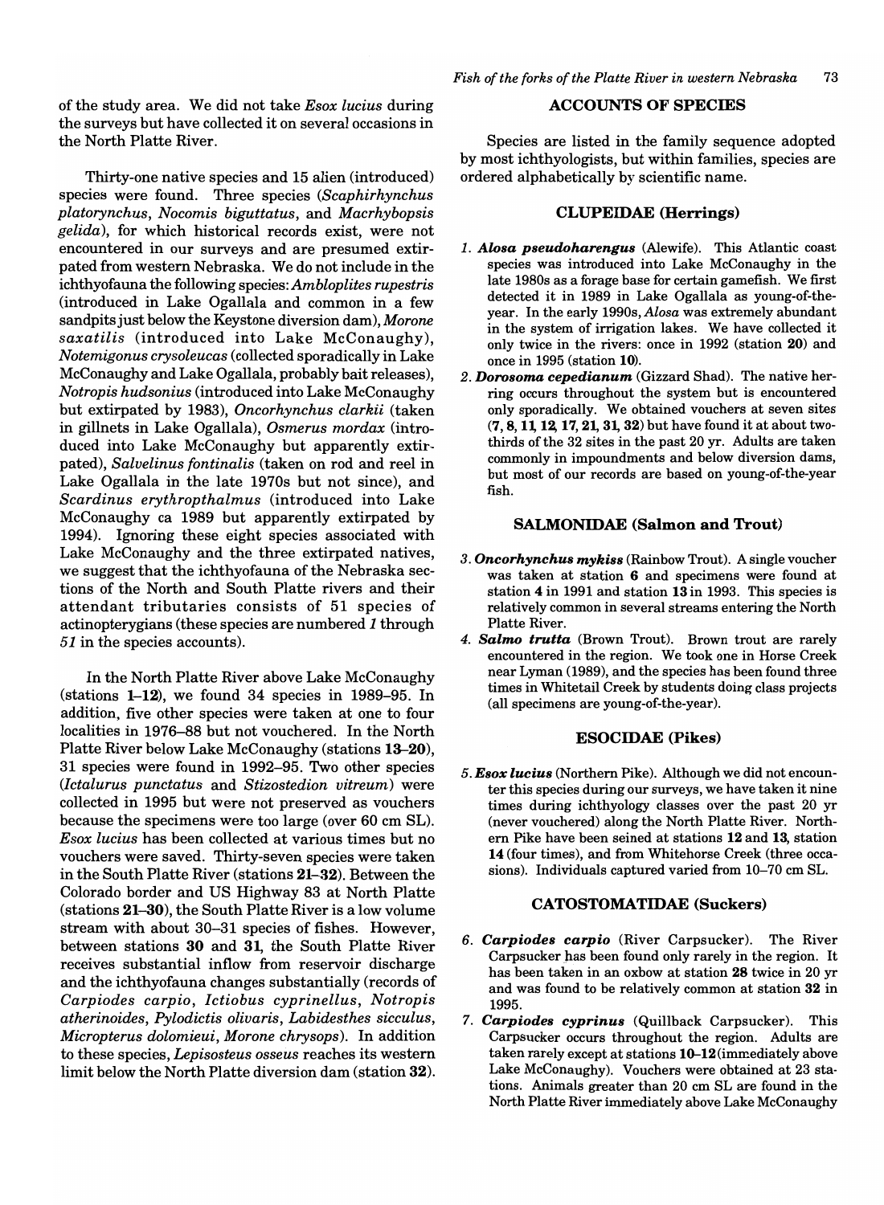of the study area. We did not take *Esox lucius* during the surveys but have collected it on several occasions in the North Platte River.

Thirty-one native species and 15 alien (introduced) species were found. Three species (*Scaphirhynchus platorynchus*, *Nocomis biguttatus*, and *Macrhybopsis gelida*), for which historical records exist, were not encountered in our surveys and are presumed extirpated from western Nebraska. We do not include in the ichthyofauna the following species: *Ambloplites rupestris* (introduced in Lake Ogallala and common in a few sandpits just below the Keystone diversion dam), *Morone saxatilis* (introduced into Lake McConaughy), *Notemigonus crysoleucas* (collected sporadically in Lake McConaughy and Lake Ogallala, probably bait releases), *Notropis hudsonius* (introduced into Lake McConaughy but extirpated by 1983), *Oncorhynchus clarkii* (taken in gillnets in Lake Ogallala), *Osmerus mordax* (introduced into Lake McConaughy but apparently extirpated), *Salvelinus fontinalis* (taken on rod and reel in Lake Ogallala in the late 1970s but not since), and *Scardinus erythropthalmus* (introduced into Lake McConaughy ca 1989 but apparently extirpated by 1994). Ignoring these eight species associated with Lake McConaughy and the three extirpated natives, we suggest that the ichthyofauna of the Nebraska sections of the North and South Platte rivers and their attendant tributaries consists of 51 species of actinopterygians (these species are numbered *1* through *51* in the species accounts).

In the North Platte River above Lake McConaughy (stations **1–12**), we found 34 species in 1989–95. In addition, five other species were taken at one to four localities in 1976–88 but not vouchered. In the North Platte River below Lake McConaughy (stations **13–20**), 31 species were found in 1992–95. Two other species (*Ictalurus punctatus* and *Stizostedion vitreum*) were collected in 1995 but were not preserved as vouchers because the specimens were too large (over 60 cm SL). *Esox lucius* has been collected at various times but no vouchers were saved. Thirty-seven species were taken in the South Platte River (stations **21–32**). Between the Colorado border and US Highway 83 at North Platte (stations **21–30**), the South Platte River is a low volume stream with about 30–31 species of fishes. However, between stations **30** and **31**, the South Platte River receives substantial inflow from reservoir discharge and the ichthyofauna changes substantially (records of *Carpiodes carpio*, *Ictiobus cyprinellus*, *Notropis atherinoides*, *Pylodictis olivaris*, *Labidesthes sicculus*, *Micropterus dolomieui*, *Morone chrysops*). In addition to these species, *Lepisosteus osseus* reaches its western limit below the North Platte diversion dam (station **32**).

## ACCOUNTS OF SPECIES

Species are listed in the family sequence adopted by most ichthyologists, but within families, species are ordered alphabetically by scientific name.

### CLUPEIDAE (Herrings)

*1.* ***Alosa pseudoharengus*** (Alewife). This Atlantic coast species was introduced into Lake McConaughy in the late 1980s as a forage base for certain gamefish. We first detected it in 1989 in Lake Ogallala as young-of-the-year. In the early 1990s, *Alosa* was extremely abundant in the system of irrigation lakes. We have collected it only twice in the rivers: once in 1992 (station **20**) and once in 1995 (station **10**).

*2.* ***Dorosoma cepedianum*** (Gizzard Shad). The native herring occurs throughout the system but is encountered only sporadically. We obtained vouchers at seven sites (**7, 8, 11, 12, 17, 21, 31, 32**) but have found it at about two-thirds of the 32 sites in the past 20 yr. Adults are taken commonly in impoundments and below diversion dams, but most of our records are based on young-of-the-year fish.

### SALMONIDAE (Salmon and Trout)

*3.* ***Oncorhynchus mykiss*** (Rainbow Trout). A single voucher was taken at station **6** and specimens were found at station **4** in 1991 and station **13** in 1993. This species is relatively common in several streams entering the North Platte River.

*4.* ***Salmo trutta*** (Brown Trout). Brown trout are rarely encountered in the region. We took one in Horse Creek near Lyman (1989), and the species has been found three times in Whitetail Creek by students doing class projects (all specimens are young-of-the-year).

### ESOCIDAE (Pikes)

*5.* ***Esox lucius*** (Northern Pike). Although we did not encounter this species during our surveys, we have taken it nine times during ichthyology classes over the past 20 yr (never vouchered) along the North Platte River. Northern Pike have been seined at stations **12** and **13**, station **14** (four times), and from Whitehorse Creek (three occasions). Individuals captured varied from 10–70 cm SL.

### CATOSTOMATIDAE (Suckers)

*6.* ***Carpiodes carpio*** (River Carpsucker). The River Carpsucker has been found only rarely in the region. It has been taken in an oxbow at station **28** twice in 20 yr and was found to be relatively common at station **32** in 1995.

*7.* ***Carpiodes cyprinus*** (Quillback Carpsucker). This Carpsucker occurs throughout the region. Adults are taken rarely except at stations **10–12** (immediately above Lake McConaughy). Vouchers were obtained at 23 stations. Animals greater than 20 cm SL are found in the North Platte River immediately above Lake McConaughy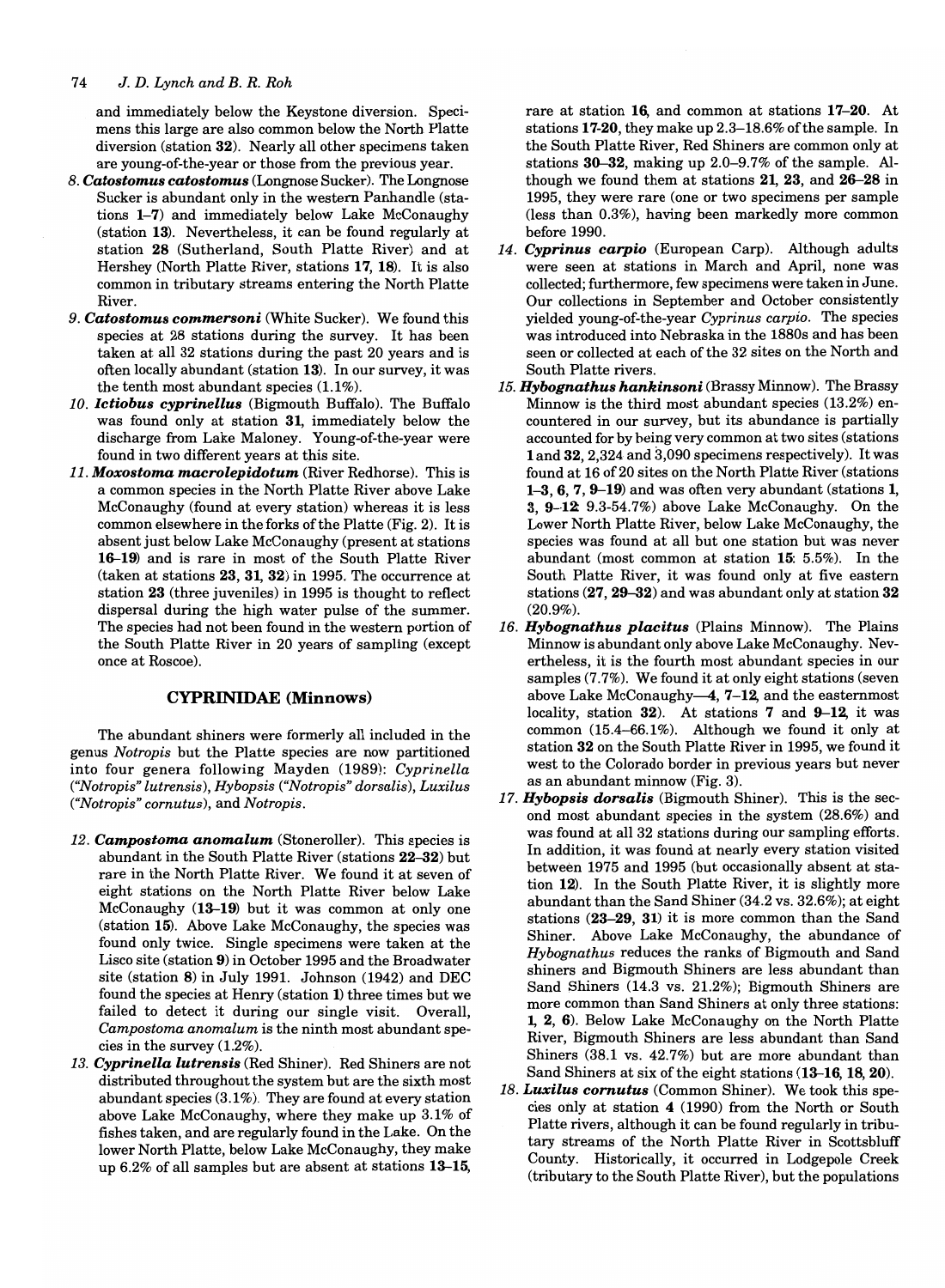and immediately below the Keystone diversion. Specimens this large are also common below the North Platte diversion (station **32**). Nearly all other specimens taken are young-of-the-year or those from the previous year.

8. ***Catostomus catostomus*** (Longnose Sucker). The Longnose Sucker is abundant only in the western Panhandle (stations **1–7**) and immediately below Lake McConaughy (station **13**). Nevertheless, it can be found regularly at station **28** (Sutherland, South Platte River) and at Hershey (North Platte River, stations **17, 18**). It is also common in tributary streams entering the North Platte River.
9. ***Catostomus commersoni*** (White Sucker). We found this species at 28 stations during the survey. It has been taken at all 32 stations during the past 20 years and is often locally abundant (station **13**). In our survey, it was the tenth most abundant species (1.1%).
10. ***Ictiobus cyprinellus*** (Bigmouth Buffalo). The Buffalo was found only at station **31**, immediately below the discharge from Lake Maloney. Young-of-the-year were found in two different years at this site.
11. ***Moxostoma macrolepidotum*** (River Redhorse). This is a common species in the North Platte River above Lake McConaughy (found at every station) whereas it is less common elsewhere in the forks of the Platte (Fig. 2). It is absent just below Lake McConaughy (present at stations **16–19**) and is rare in most of the South Platte River (taken at stations **23, 31, 32**) in 1995. The occurrence at station **23** (three juveniles) in 1995 is thought to reflect dispersal during the high water pulse of the summer. The species had not been found in the western portion of the South Platte River in 20 years of sampling (except once at Roscoe).

## CYPRINIDAE (Minnows)

The abundant shiners were formerly all included in the genus *Notropis* but the Platte species are now partitioned into four genera following Mayden (1989): *Cyprinella* (*"Notropis" lutrensis*), *Hybopsis* (*"Notropis" dorsalis*), *Luxilus* (*"Notropis" cornutus*), and *Notropis*.

12. ***Campostoma anomalum*** (Stoneroller). This species is abundant in the South Platte River (stations **22–32**) but rare in the North Platte River. We found it at seven of eight stations on the North Platte River below Lake McConaughy (**13–19**) but it was common at only one (station **15**). Above Lake McConaughy, the species was found only twice. Single specimens were taken at the Lisco site (station **9**) in October 1995 and the Broadwater site (station **8**) in July 1991. Johnson (1942) and DEC found the species at Henry (station **1**) three times but we failed to detect it during our single visit. Overall, *Campostoma anomalum* is the ninth most abundant species in the survey (1.2%).
13. ***Cyprinella lutrensis*** (Red Shiner). Red Shiners are not distributed throughout the system but are the sixth most abundant species (3.1%). They are found at every station above Lake McConaughy, where they make up 3.1% of fishes taken, and are regularly found in the Lake. On the lower North Platte, below Lake McConaughy, they make up 6.2% of all samples but are absent at stations **13–15**, rare at station **16**, and common at stations **17–20**. At stations **17-20**, they make up 2.3–18.6% of the sample. In the South Platte River, Red Shiners are common only at stations **30–32**, making up 2.0–9.7% of the sample. Although we found them at stations **21, 23**, and **26–28** in 1995, they were rare (one or two specimens per sample (less than 0.3%), having been markedly more common before 1990.
14. ***Cyprinus carpio*** (European Carp). Although adults were seen at stations in March and April, none was collected; furthermore, few specimens were taken in June. Our collections in September and October consistently yielded young-of-the-year *Cyprinus carpio*. The species was introduced into Nebraska in the 1880s and has been seen or collected at each of the 32 sites on the North and South Platte rivers.
15. ***Hybognathus hankinsoni*** (Brassy Minnow). The Brassy Minnow is the third most abundant species (13.2%) encountered in our survey, but its abundance is partially accounted for by being very common at two sites (stations **1** and **32**, 2,324 and 3,090 specimens respectively). It was found at 16 of 20 sites on the North Platte River (stations **1–3, 6, 7, 9–19**) and was often very abundant (stations **1, 3, 9–12**: 9.3-54.7%) above Lake McConaughy. On the Lower North Platte River, below Lake McConaughy, the species was found at all but one station but was never abundant (most common at station **15**: 5.5%). In the South Platte River, it was found only at five eastern stations (**27, 29–32**) and was abundant only at station **32** (20.9%).
16. ***Hybognathus placitus*** (Plains Minnow). The Plains Minnow is abundant only above Lake McConaughy. Nevertheless, it is the fourth most abundant species in our samples (7.7%). We found it at only eight stations (seven above Lake McConaughy—**4, 7–12**, and the easternmost locality, station **32**). At stations **7** and **9–12**, it was common (15.4–66.1%). Although we found it only at station **32** on the South Platte River in 1995, we found it west to the Colorado border in previous years but never as an abundant minnow (Fig. 3).
17. ***Hybopsis dorsalis*** (Bigmouth Shiner). This is the second most abundant species in the system (28.6%) and was found at all 32 stations during our sampling efforts. In addition, it was found at nearly every station visited between 1975 and 1995 (but occasionally absent at station **12**). In the South Platte River, it is slightly more abundant than the Sand Shiner (34.2 vs. 32.6%); at eight stations (**23–29, 31**) it is more common than the Sand Shiner. Above Lake McConaughy, the abundance of *Hybognathus* reduces the ranks of Bigmouth and Sand shiners and Bigmouth Shiners are less abundant than Sand Shiners (14.3 vs. 21.2%); Bigmouth Shiners are more common than Sand Shiners at only three stations: **1, 2, 6**). Below Lake McConaughy on the North Platte River, Bigmouth Shiners are less abundant than Sand Shiners (38.1 vs. 42.7%) but are more abundant than Sand Shiners at six of the eight stations (**13–16, 18, 20**).
18. ***Luxilus cornutus*** (Common Shiner). We took this species only at station **4** (1990) from the North or South Platte rivers, although it can be found regularly in tributary streams of the North Platte River in Scottsbluff County. Historically, it occurred in Lodgepole Creek (tributary to the South Platte River), but the populations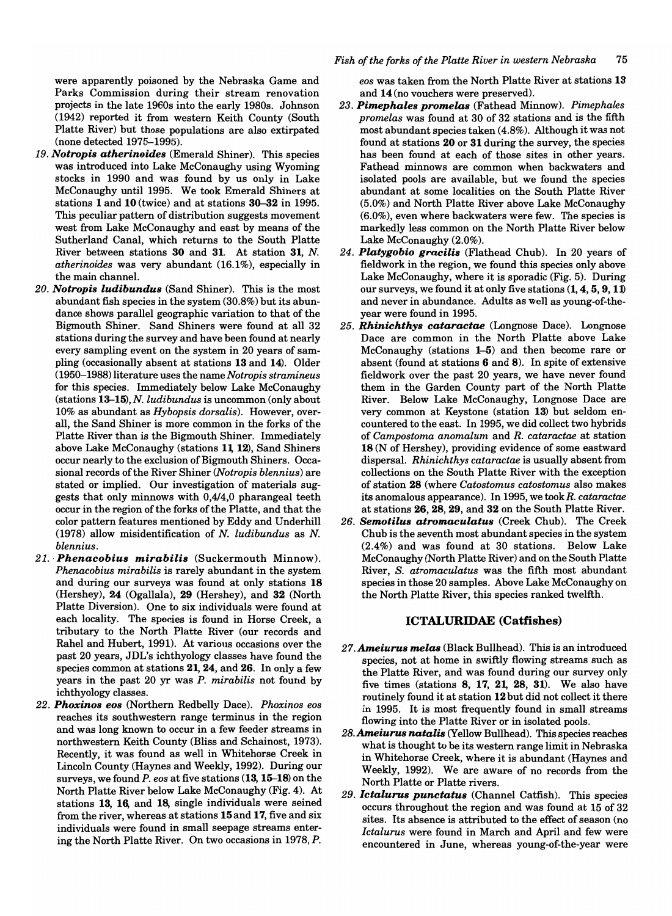were apparently poisoned by the Nebraska Game and Parks Commission during their stream renovation projects in the late 1960s into the early 1980s. Johnson (1942) reported it from western Keith County (South Platte River) but those populations are also extirpated (none detected 1975–1995).

19. ***Notropis atherinoides*** (Emerald Shiner). This species was introduced into Lake McConaughy using Wyoming stocks in 1990 and was found by us only in Lake McConaughy until 1995. We took Emerald Shiners at stations **1** and **10** (twice) and at stations **30–32** in 1995. This peculiar pattern of distribution suggests movement west from Lake McConaughy and east by means of the Sutherland Canal, which returns to the South Platte River between stations **30** and **31**. At station **31**, *N. atherinoides* was very abundant (16.1%), especially in the main channel.

20. ***Notropis ludibundus*** (Sand Shiner). This is the most abundant fish species in the system (30.8%) but its abundance shows parallel geographic variation to that of the Bigmouth Shiner. Sand Shiners were found at all 32 stations during the survey and have been found at nearly every sampling event on the system in 20 years of sampling (occasionally absent at stations **13** and **14**). Older (1950–1988) literature uses the name *Notropis stramineus* for this species. Immediately below Lake McConaughy (stations **13–15**), *N. ludibundus* is uncommon (only about 10% as abundant as *Hybopsis dorsalis*). However, overall, the Sand Shiner is more common in the forks of the Platte River than is the Bigmouth Shiner. Immediately above Lake McConaughy (stations **11**, **12**), Sand Shiners occur nearly to the exclusion of Bigmouth Shiners. Occasional records of the River Shiner (*Notropis blennius*) are stated or implied. Our investigation of materials suggests that only minnows with 0,4/4,0 pharangeal teeth occur in the region of the forks of the Platte, and that the color pattern features mentioned by Eddy and Underhill (1978) allow misidentification of *N. ludibundus* as *N. blennius*.

21. ***Phenacobius mirabilis*** (Suckermouth Minnow). *Phenacobius mirabilis* is rarely abundant in the system and during our surveys was found at only stations **18** (Hershey), **24** (Ogallala), **29** (Hershey), and **32** (North Platte Diversion). One to six individuals were found at each locality. The species is found in Horse Creek, a tributary to the North Platte River (our records and Rahel and Hubert, 1991). At various occasions over the past 20 years, JDL's ichthyology classes have found the species common at stations **21**, **24**, and **26**. In only a few years in the past 20 yr was *P. mirabilis* not found by ichthyology classes.

22. ***Phoxinos eos*** (Northern Redbelly Dace). *Phoxinos eos* reaches its southwestern range terminus in the region and was long known to occur in a few feeder streams in northwestern Keith County (Bliss and Schainost, 1973). Recently, it was found as well in Whitehorse Creek in Lincoln County (Haynes and Weekly, 1992). During our surveys, we found *P. eos* at five stations (**13**, **15–18**) on the North Platte River below Lake McConaughy (Fig. 4). At stations **13**, **16**, and **18**, single individuals were seined from the river, whereas at stations **15** and **17**, five and six individuals were found in small seepage streams entering the North Platte River. On two occasions in 1978, *P. eos* was taken from the North Platte River at stations **13** and **14** (no vouchers were preserved).

23. ***Pimephales promelas*** (Fathead Minnow). *Pimephales promelas* was found at 30 of 32 stations and is the fifth most abundant species taken (4.8%). Although it was not found at stations **20** or **31** during the survey, the species has been found at each of those sites in other years. Fathead minnows are common when backwaters and isolated pools are available, but we found the species abundant at some localities on the South Platte River (5.0%) and North Platte River above Lake McConaughy (6.0%), even where backwaters were few. The species is markedly less common on the North Platte River below Lake McConaughy (2.0%).

24. ***Platygobio gracilis*** (Flathead Chub). In 20 years of fieldwork in the region, we found this species only above Lake McConaughy, where it is sporadic (Fig. 5). During our surveys, we found it at only five stations (**1**, **4**, **5**, **9**, **11**) and never in abundance. Adults as well as young-of-the-year were found in 1995.

25. ***Rhinichthys cataractae*** (Longnose Dace). Longnose Dace are common in the North Platte above Lake McConaughy (stations **1–5**) and then become rare or absent (found at stations **6** and **8**). In spite of extensive fieldwork over the past 20 years, we have never found them in the Garden County part of the North Platte River. Below Lake McConaughy, Longnose Dace are very common at Keystone (station **13**) but seldom encountered to the east. In 1995, we did collect two hybrids of *Campostoma anomalum* and *R. cataractae* at station **18** (N of Hershey), providing evidence of some eastward dispersal. *Rhinichthys cataractae* is usually absent from collections on the South Platte River with the exception of station **28** (where *Catostomus catostomus* also makes its anomalous appearance). In 1995, we took *R. cataractae* at stations **26**, **28**, **29**, and **32** on the South Platte River.

26. ***Semotilus atromaculatus*** (Creek Chub). The Creek Chub is the seventh most abundant species in the system (2.4%) and was found at 30 stations. Below Lake McConaughy (North Platte River) and on the South Platte River, *S. atromaculatus* was the fifth most abundant species in those 20 samples. Above Lake McConaughy on the North Platte River, this species ranked twelfth.

## ICTALURIDAE (Catfishes)

27. ***Ameiurus melas*** (Black Bullhead). This is an introduced species, not at home in swiftly flowing streams such as the Platte River, and was found during our survey only five times (stations **8**, **17**, **21**, **28**, **31**). We also have routinely found it at station **12** but did not collect it there in 1995. It is most frequently found in small streams flowing into the Platte River or in isolated pools.

28. ***Ameiurus natalis*** (Yellow Bullhead). This species reaches what is thought to be its western range limit in Nebraska in Whitehorse Creek, where it is abundant (Haynes and Weekly, 1992). We are aware of no records from the North Platte or Platte rivers.

29. ***Ictalurus punctatus*** (Channel Catfish). This species occurs throughout the region and was found at 15 of 32 sites. Its absence is attributed to the effect of season (no *Ictalurus* were found in March and April and few were encountered in June, whereas young-of-the-year were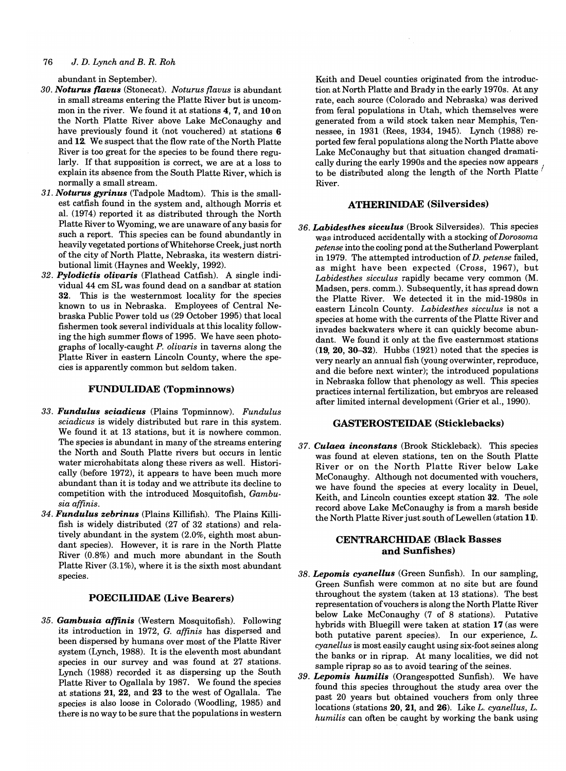abundant in September).

30. ***Noturus flavus*** (Stonecat). *Noturus flavus* is abundant in small streams entering the Platte River but is uncommon in the river. We found it at stations **4**, **7**, and **10** on the North Platte River above Lake McConaughy and have previously found it (not vouchered) at stations **6** and **12**. We suspect that the flow rate of the North Platte River is too great for the species to be found there regularly. If that supposition is correct, we are at a loss to explain its absence from the South Platte River, which is normally a small stream.

31. ***Noturus gyrinus*** (Tadpole Madtom). This is the smallest catfish found in the system and, although Morris et al. (1974) reported it as distributed through the North Platte River to Wyoming, we are unaware of any basis for such a report. This species can be found abundantly in heavily vegetated portions of Whitehorse Creek, just north of the city of North Platte, Nebraska, its western distributional limit (Haynes and Weekly, 1992).

32. ***Pylodictis olivaris*** (Flathead Catfish). A single individual 44 cm SL was found dead on a sandbar at station **32**. This is the westernmost locality for the species known to us in Nebraska. Employees of Central Nebraska Public Power told us (29 October 1995) that local fishermen took several individuals at this locality following the high summer flows of 1995. We have seen photographs of locally-caught *P. olivaris* in taverns along the Platte River in eastern Lincoln County, where the species is apparently common but seldom taken.

## FUNDULIDAE (Topminnows)

33. ***Fundulus sciadicus*** (Plains Topminnow). *Fundulus sciadicus* is widely distributed but rare in this system. We found it at 13 stations, but it is nowhere common. The species is abundant in many of the streams entering the North and South Platte rivers but occurs in lentic water microhabitats along these rivers as well. Historically (before 1972), it appears to have been much more abundant than it is today and we attribute its decline to competition with the introduced Mosquitofish, *Gambusia affinis*.

34. ***Fundulus zebrinus*** (Plains Killifish). The Plains Killifish is widely distributed (27 of 32 stations) and relatively abundant in the system (2.0%, eighth most abundant species). However, it is rare in the North Platte River (0.8%) and much more abundant in the South Platte River (3.1%), where it is the sixth most abundant species.

## POECILIIDAE (Live Bearers)

35. ***Gambusia affinis*** (Western Mosquitofish). Following its introduction in 1972, *G. affinis* has dispersed and been dispersed by humans over most of the Platte River system (Lynch, 1988). It is the eleventh most abundant species in our survey and was found at 27 stations. Lynch (1988) recorded it as dispersing up the South Platte River to Ogallala by 1987. We found the species at stations **21**, **22**, and **23** to the west of Ogallala. The species is also loose in Colorado (Woodling, 1985) and there is no way to be sure that the populations in western Keith and Deuel counties originated from the introduction at North Platte and Brady in the early 1970s. At any rate, each source (Colorado and Nebraska) was derived from feral populations in Utah, which themselves were generated from a wild stock taken near Memphis, Tennessee, in 1931 (Rees, 1934, 1945). Lynch (1988) reported few feral populations along the North Platte above Lake McConaughy but that situation changed dramatically during the early 1990s and the species now appears to be distributed along the length of the North Platte River.

## ATHERINIDAE (Silversides)

36. ***Labidesthes sicculus*** (Brook Silversides). This species was introduced accidentally with a stocking of *Dorosoma petense* into the cooling pond at the Sutherland Powerplant in 1979. The attempted introduction of *D. petense* failed, as might have been expected (Cross, 1967), but *Labidesthes sicculus* rapidly became very common (M. Madsen, pers. comm.). Subsequently, it has spread down the Platte River. We detected it in the mid-1980s in eastern Lincoln County. *Labidesthes sicculus* is not a species at home with the currents of the Platte River and invades backwaters where it can quickly become abundant. We found it only at the five easternmost stations (**19**, **20**, **30–32**). Hubbs (1921) noted that the species is very nearly an annual fish (young overwinter, reproduce, and die before next winter); the introduced populations in Nebraska follow that phenology as well. This species practices internal fertilization, but embryos are released after limited internal development (Grier et al., 1990).

## GASTEROSTEIDAE (Sticklebacks)

37. ***Culaea inconstans*** (Brook Stickleback). This species was found at eleven stations, ten on the South Platte River or on the North Platte River below Lake McConaughy. Although not documented with vouchers, we have found the species at every locality in Deuel, Keith, and Lincoln counties except station **32**. The sole record above Lake McConaughy is from a marsh beside the North Platte River just south of Lewellen (station **11**).

## CENTRARCHIDAE (Black Basses and Sunfishes)

38. ***Lepomis cyanellus*** (Green Sunfish). In our sampling, Green Sunfish were common at no site but are found throughout the system (taken at 13 stations). The best representation of vouchers is along the North Platte River below Lake McConaughy (7 of 8 stations). Putative hybrids with Bluegill were taken at station **17** (as were both putative parent species). In our experience, *L. cyanellus* is most easily caught using six-foot seines along the banks or in riprap. At many localities, we did not sample riprap so as to avoid tearing of the seines.

39. ***Lepomis humilis*** (Orangespotted Sunfish). We have found this species throughout the study area over the past 20 years but obtained vouchers from only three locations (stations **20**, **21**, and **26**). Like *L. cyanellus*, *L. humilis* can often be caught by working the bank using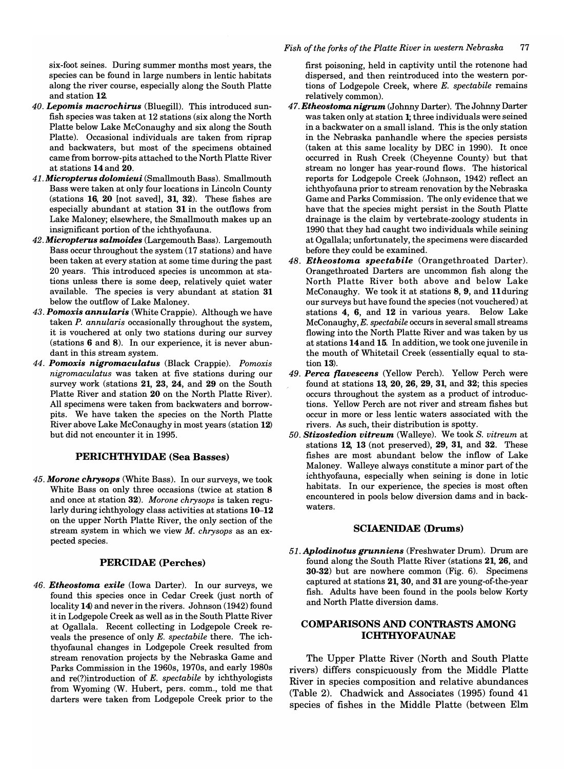six-foot seines. During summer months most years, the species can be found in large numbers in lentic habitats along the river course, especially along the South Platte and station **12**.

40. ***Lepomis macrochirus*** (Bluegill). This introduced sunfish species was taken at 12 stations (six along the North Platte below Lake McConaughy and six along the South Platte). Occasional individuals are taken from riprap and backwaters, but most of the specimens obtained came from borrow-pits attached to the North Platte River at stations **14** and **20**.

41. ***Micropterus dolomieui*** (Smallmouth Bass). Smallmouth Bass were taken at only four locations in Lincoln County (stations **16**, **20** [not saved], **31**, **32**). These fishes are especially abundant at station **31** in the outflows from Lake Maloney; elsewhere, the Smallmouth makes up an insignificant portion of the ichthyofauna.

42. ***Micropterus salmoides*** (Largemouth Bass). Largemouth Bass occur throughout the system (17 stations) and have been taken at every station at some time during the past 20 years. This introduced species is uncommon at stations unless there is some deep, relatively quiet water available. The species is very abundant at station **31** below the outflow of Lake Maloney.

43. ***Pomoxis annularis*** (White Crappie). Although we have taken *P. annularis* occasionally throughout the system, it is vouchered at only two stations during our survey (stations **6** and **8**). In our experience, it is never abundant in this stream system.

44. ***Pomoxis nigromaculatus*** (Black Crappie). *Pomoxis nigromaculatus* was taken at five stations during our survey work (stations **21**, **23**, **24**, and **29** on the South Platte River and station **20** on the North Platte River). All specimens were taken from backwaters and borrow-pits. We have taken the species on the North Platte River above Lake McConaughy in most years (station **12**) but did not encounter it in 1995.

## PERICHTHYIDAE (Sea Basses)

45. ***Morone chrysops*** (White Bass). In our surveys, we took White Bass on only three occasions (twice at station **8** and once at station **32**). *Morone chrysops* is taken regularly during ichthyology class activities at stations **10–12** on the upper North Platte River, the only section of the stream system in which we view *M. chrysops* as an expected species.

## PERCIDAE (Perches)

46. ***Etheostoma exile*** (Iowa Darter). In our surveys, we found this species once in Cedar Creek (just north of locality **14**) and never in the rivers. Johnson (1942) found it in Lodgepole Creek as well as in the South Platte River at Ogallala. Recent collecting in Lodgepole Creek reveals the presence of only *E. spectabile* there. The ichthyofaunal changes in Lodgepole Creek resulted from stream renovation projects by the Nebraska Game and Parks Commission in the 1960s, 1970s, and early 1980s and re(?)introduction of *E. spectabile* by ichthyologists from Wyoming (W. Hubert, pers. comm., told me that darters were taken from Lodgepole Creek prior to the first poisoning, held in captivity until the rotenone had dispersed, and then reintroduced into the western portions of Lodgepole Creek, where *E. spectabile* remains relatively common).

47. ***Etheostoma nigrum*** (Johnny Darter). The Johnny Darter was taken only at station **1**; three individuals were seined in a backwater on a small island. This is the only station in the Nebraska panhandle where the species persists (taken at this same locality by DEC in 1990). It once occurred in Rush Creek (Cheyenne County) but that stream no longer has year-round flows. The historical reports for Lodgepole Creek (Johnson, 1942) reflect an ichthyofauna prior to stream renovation by the Nebraska Game and Parks Commission. The only evidence that we have that the species might persist in the South Platte drainage is the claim by vertebrate-zoology students in 1990 that they had caught two individuals while seining at Ogallala; unfortunately, the specimens were discarded before they could be examined.

48. ***Etheostoma spectabile*** (Orangethroated Darter). Orangethroated Darters are uncommon fish along the North Platte River both above and below Lake McConaughy. We took it at stations **8**, **9**, and **11** during our surveys but have found the species (not vouchered) at stations **4**, **6**, and **12** in various years. Below Lake McConaughy, *E. spectabile* occurs in several small streams flowing into the North Platte River and was taken by us at stations **14** and **15**. In addition, we took one juvenile in the mouth of Whitetail Creek (essentially equal to station **13**).

49. ***Perca flavescens*** (Yellow Perch). Yellow Perch were found at stations **13**, **20**, **26**, **29**, **31**, and **32**; this species occurs throughout the system as a product of introductions. Yellow Perch are not river and stream fishes but occur in more or less lentic waters associated with the rivers. As such, their distribution is spotty.

50. ***Stizostedion vitreum*** (Walleye). We took *S. vitreum* at stations **12**, **13** (not preserved), **29**, **31**, and **32**. These fishes are most abundant below the inflow of Lake Maloney. Walleye always constitute a minor part of the ichthyofauna, especially when seining is done in lotic habitats. In our experience, the species is most often encountered in pools below diversion dams and in backwaters.

## SCIAENIDAE (Drums)

51. ***Aplodinotus grunniens*** (Freshwater Drum). Drum are found along the South Platte River (stations **21**, **26**, and **30-32**) but are nowhere common (Fig. 6). Specimens captured at stations **21**, **30**, and **31** are young-of-the-year fish. Adults have been found in the pools below Korty and North Platte diversion dams.

## COMPARISONS AND CONTRASTS AMONG ICHTHYOFAUNAE

The Upper Platte River (North and South Platte rivers) differs conspicuously from the Middle Platte River in species composition and relative abundances (Table 2). Chadwick and Associates (1995) found 41 species of fishes in the Middle Platte (between Elm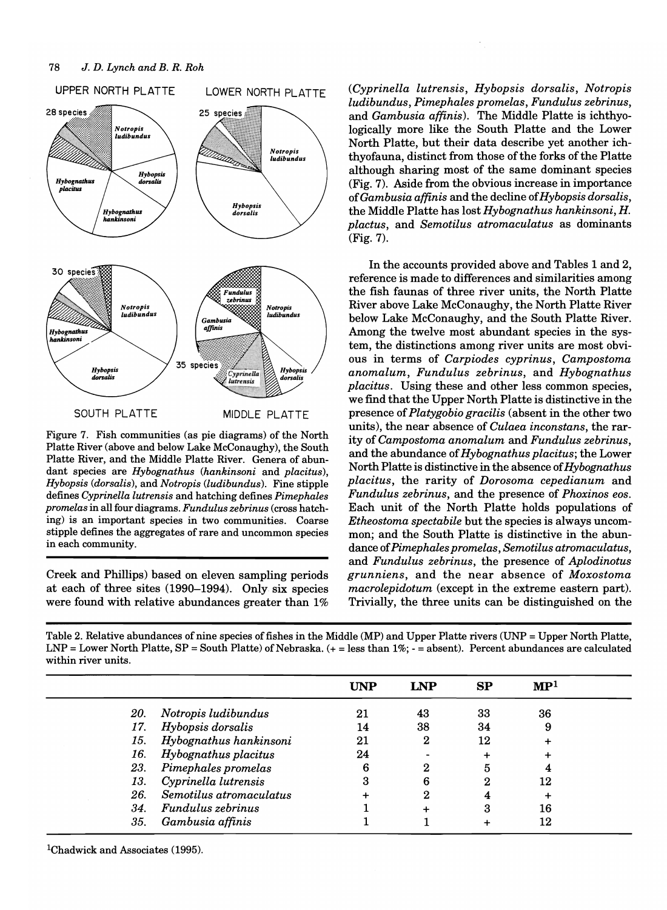UPPER NORTH PLATTE — 28 species — *Notropis ludibundus*, *Hybopsis dorsalis*, *Hybognathus hankinsoni*, *Hybognathus placitus*

LOWER NORTH PLATTE — 25 species — *Notropis ludibundus*, *Hybopsis dorsalis*

SOUTH PLATTE — 30 species — *Notropis ludibundus*, *Hybopsis dorsalis*, *Hybognathus hankinsoni*

MIDDLE PLATTE — 35 species — *Fundulus zebrinus*, *Notropis ludibundus*, *Gambusia affinis*, *Cyprinella lutrensis*, *Hybopsis dorsalis*

Figure 7. Fish communities (as pie diagrams) of the North Platte River (above and below Lake McConaughy), the South Platte River, and the Middle Platte River. Genera of abundant species are *Hybognathus* (*hankinsoni* and *placitus*), *Hybopsis* (*dorsalis*), and *Notropis* (*ludibundus*). Fine stipple defines *Cyprinella lutrensis* and hatching defines *Pimephales promelas* in all four diagrams. *Fundulus zebrinus* (cross hatching) is an important species in two communities. Coarse stipple defines the aggregates of rare and uncommon species in each community.

Creek and Phillips) based on eleven sampling periods at each of three sites (1990–1994). Only six species were found with relative abundances greater than 1% (*Cyprinella lutrensis*, *Hybopsis dorsalis*, *Notropis ludibundus*, *Pimephales promelas*, *Fundulus zebrinus*, and *Gambusia affinis*). The Middle Platte is ichthyologically more like the South Platte and the Lower North Platte, but their data describe yet another ichthyofauna, distinct from those of the forks of the Platte although sharing most of the same dominant species (Fig. 7). Aside from the obvious increase in importance of *Gambusia affinis* and the decline of *Hybopsis dorsalis*, the Middle Platte has lost *Hybognathus hankinsoni*, *H. plactus*, and *Semotilus atromaculatus* as dominants (Fig. 7).

In the accounts provided above and Tables 1 and 2, reference is made to differences and similarities among the fish faunas of three river units, the North Platte River above Lake McConaughy, the North Platte River below Lake McConaughy, and the South Platte River. Among the twelve most abundant species in the system, the distinctions among river units are most obvious in terms of *Carpiodes cyprinus*, *Campostoma anomalum*, *Fundulus zebrinus*, and *Hybognathus placitus*. Using these and other less common species, we find that the Upper North Platte is distinctive in the presence of *Platygobio gracilis* (absent in the other two units), the near absence of *Culaea inconstans*, the rarity of *Campostoma anomalum* and *Fundulus zebrinus*, and the abundance of *Hybognathus placitus*; the Lower North Platte is distinctive in the absence of *Hybognathus placitus*, the rarity of *Dorosoma cepedianum* and *Fundulus zebrinus*, and the presence of *Phoxinos eos*. Each unit of the North Platte holds populations of *Etheostoma spectabile* but the species is always uncommon; and the South Platte is distinctive in the abundance of *Pimephales promelas*, *Semotilus atromaculatus*, and *Fundulus zebrinus*, the presence of *Aplodinotus grunniens*, and the near absence of *Moxostoma macrolepidotum* (except in the extreme eastern part). Trivially, the three units can be distinguished on the

Table 2. Relative abundances of nine species of fishes in the Middle (MP) and Upper Platte rivers (UNP = Upper North Platte, LNP = Lower North Platte, SP = South Platte) of Nebraska. (+ = less than 1%; - = absent). Percent abundances are calculated within river units.

| | | UNP | LNP | SP | MP[1] |
|---|---|---|---|---|---|
| 20. | *Notropis ludibundus* | 21 | 43 | 33 | 36 |
| 17. | *Hybopsis dorsalis* | 14 | 38 | 34 | 9 |
| 15. | *Hybognathus hankinsoni* | 21 | 2 | 12 | + |
| 16. | *Hybognathus placitus* | 24 | - | + | + |
| 23. | *Pimephales promelas* | 6 | 2 | 5 | 4 |
| 13. | *Cyprinella lutrensis* | 3 | 6 | 2 | 12 |
| 26. | *Semotilus atromaculatus* | + | 2 | 4 | + |
| 34. | *Fundulus zebrinus* | 1 | + | 3 | 16 |
| 35. | *Gambusia affinis* | 1 | 1 | + | 12 |

[1]Chadwick and Associates (1995).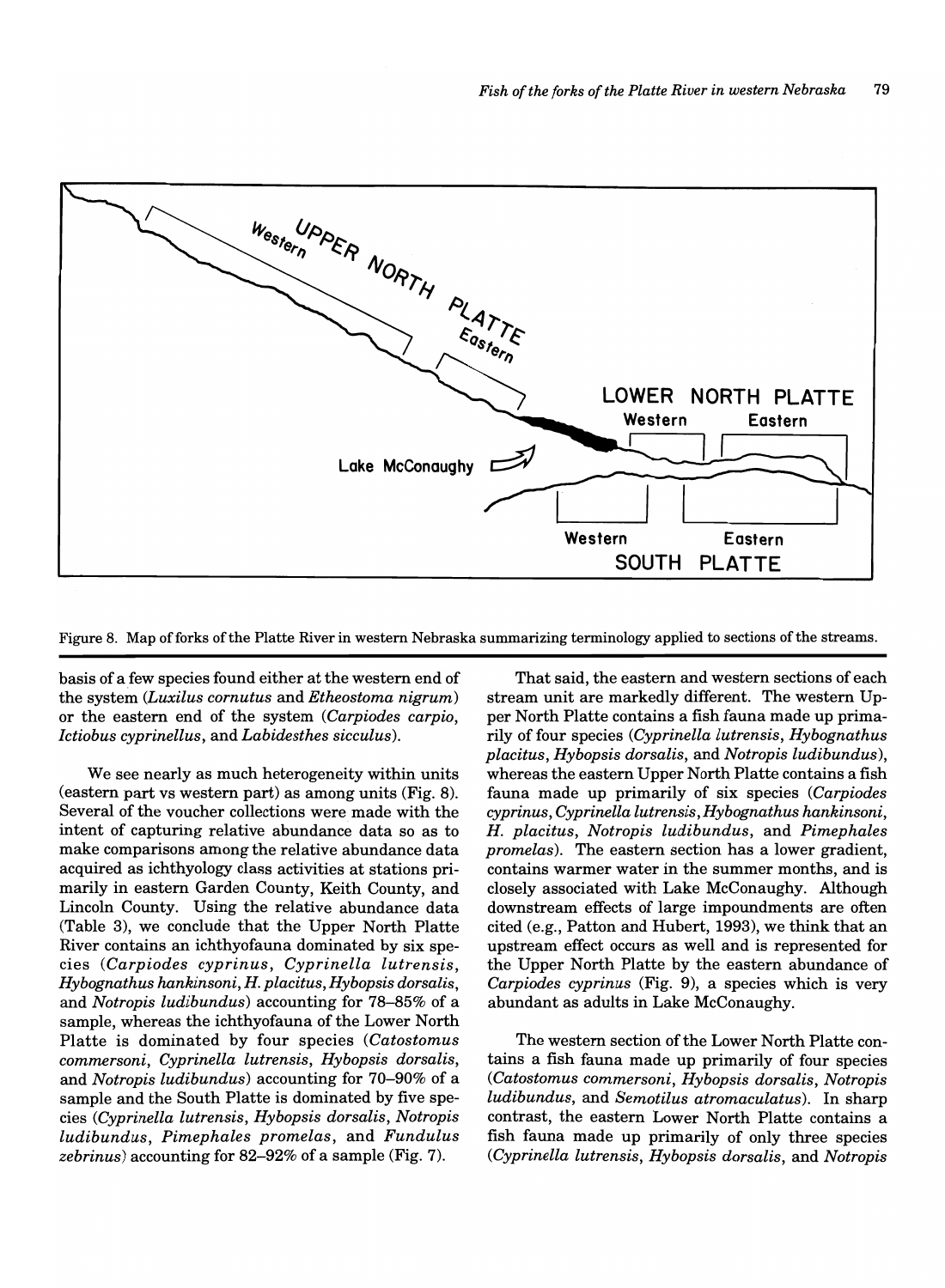Figure 8. Map of forks of the Platte River in western Nebraska summarizing terminology applied to sections of the streams.

basis of a few species found either at the western end of the system (*Luxilus cornutus* and *Etheostoma nigrum*) or the eastern end of the system (*Carpiodes carpio*, *Ictiobus cyprinellus*, and *Labidesthes sicculus*).

We see nearly as much heterogeneity within units (eastern part vs western part) as among units (Fig. 8). Several of the voucher collections were made with the intent of capturing relative abundance data so as to make comparisons among the relative abundance data acquired as ichthyology class activities at stations primarily in eastern Garden County, Keith County, and Lincoln County. Using the relative abundance data (Table 3), we conclude that the Upper North Platte River contains an ichthyofauna dominated by six species (*Carpiodes cyprinus*, *Cyprinella lutrensis*, *Hybognathus hankinsoni*, *H. placitus*, *Hybopsis dorsalis*, and *Notropis ludibundus*) accounting for 78–85% of a sample, whereas the ichthyofauna of the Lower North Platte is dominated by four species (*Catostomus commersoni*, *Cyprinella lutrensis*, *Hybopsis dorsalis*, and *Notropis ludibundus*) accounting for 70–90% of a sample and the South Platte is dominated by five species (*Cyprinella lutrensis*, *Hybopsis dorsalis*, *Notropis ludibundus*, *Pimephales promelas*, and *Fundulus zebrinus*) accounting for 82–92% of a sample (Fig. 7).

That said, the eastern and western sections of each stream unit are markedly different. The western Upper North Platte contains a fish fauna made up primarily of four species (*Cyprinella lutrensis*, *Hybognathus placitus*, *Hybopsis dorsalis*, and *Notropis ludibundus*), whereas the eastern Upper North Platte contains a fish fauna made up primarily of six species (*Carpiodes cyprinus*, *Cyprinella lutrensis*, *Hybognathus hankinsoni*, *H. placitus*, *Notropis ludibundus*, and *Pimephales promelas*). The eastern section has a lower gradient, contains warmer water in the summer months, and is closely associated with Lake McConaughy. Although downstream effects of large impoundments are often cited (e.g., Patton and Hubert, 1993), we think that an upstream effect occurs as well and is represented for the Upper North Platte by the eastern abundance of *Carpiodes cyprinus* (Fig. 9), a species which is very abundant as adults in Lake McConaughy.

The western section of the Lower North Platte contains a fish fauna made up primarily of four species (*Catostomus commersoni*, *Hybopsis dorsalis*, *Notropis ludibundus*, and *Semotilus atromaculatus*). In sharp contrast, the eastern Lower North Platte contains a fish fauna made up primarily of only three species (*Cyprinella lutrensis*, *Hybopsis dorsalis*, and *Notropis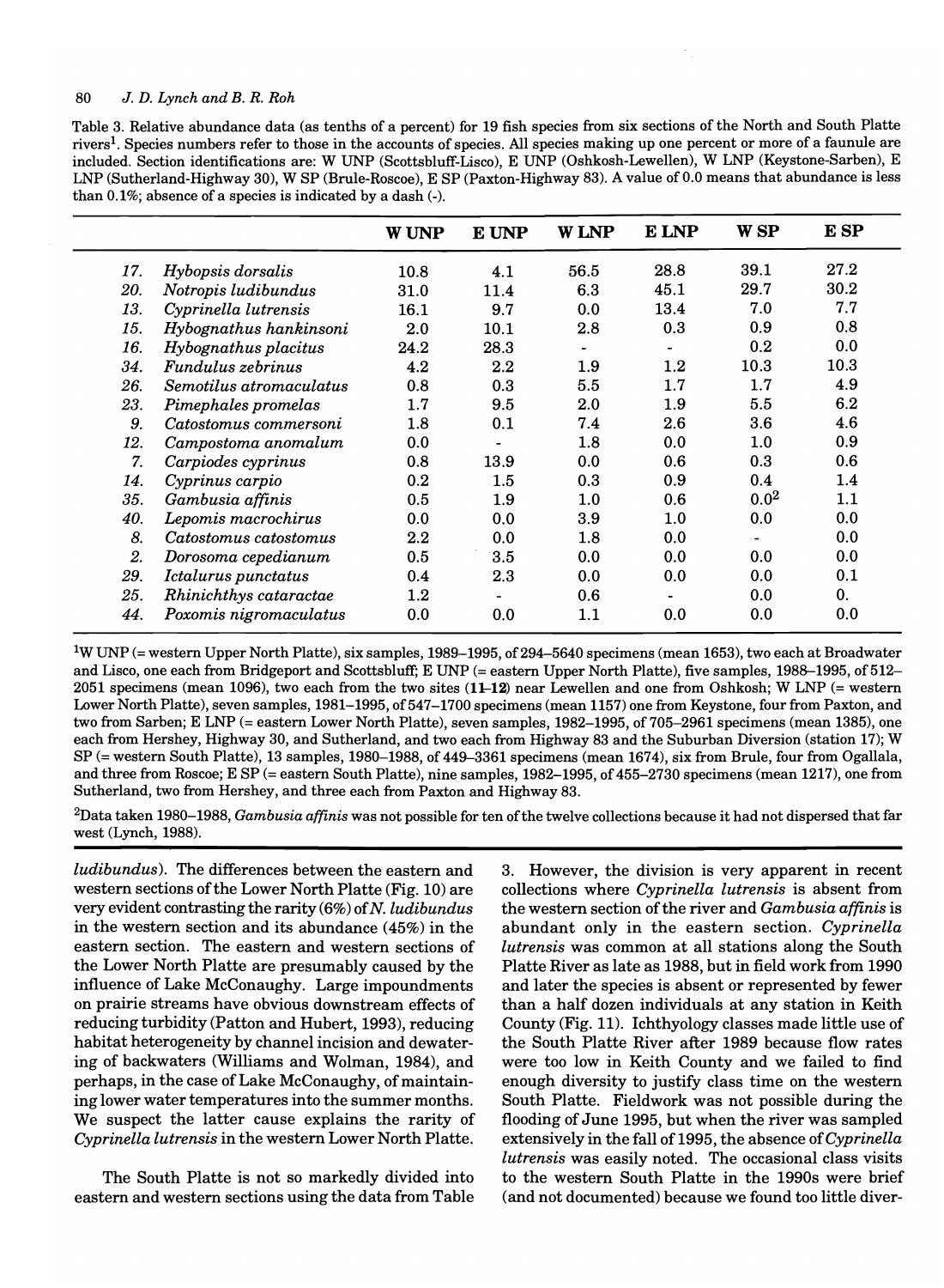Table 3. Relative abundance data (as tenths of a percent) for 19 fish species from six sections of the North and South Platte rivers[1]. Species numbers refer to those in the accounts of species. All species making up one percent or more of a faunule are included. Section identifications are: W UNP (Scottsbluff-Lisco), E UNP (Oshkosh-Lewellen), W LNP (Keystone-Sarben), E LNP (Sutherland-Highway 30), W SP (Brule-Roscoe), E SP (Paxton-Highway 83). A value of 0.0 means that abundance is less than 0.1%; absence of a species is indicated by a dash (-).

| | | W UNP | E UNP | W LNP | E LNP | W SP | E SP |
|---|---|---|---|---|---|---|---|
| 17. | *Hybopsis dorsalis* | 10.8 | 4.1 | 56.5 | 28.8 | 39.1 | 27.2 |
| 20. | *Notropis ludibundus* | 31.0 | 11.4 | 6.3 | 45.1 | 29.7 | 30.2 |
| 13. | *Cyprinella lutrensis* | 16.1 | 9.7 | 0.0 | 13.4 | 7.0 | 7.7 |
| 15. | *Hybognathus hankinsoni* | 2.0 | 10.1 | 2.8 | 0.3 | 0.9 | 0.8 |
| 16. | *Hybognathus placitus* | 24.2 | 28.3 | - | - | 0.2 | 0.0 |
| 34. | *Fundulus zebrinus* | 4.2 | 2.2 | 1.9 | 1.2 | 10.3 | 10.3 |
| 26. | *Semotilus atromaculatus* | 0.8 | 0.3 | 5.5 | 1.7 | 1.7 | 4.9 |
| 23. | *Pimephales promelas* | 1.7 | 9.5 | 2.0 | 1.9 | 5.5 | 6.2 |
| 9. | *Catostomus commersoni* | 1.8 | 0.1 | 7.4 | 2.6 | 3.6 | 4.6 |
| 12. | *Campostoma anomalum* | 0.0 | - | 1.8 | 0.0 | 1.0 | 0.9 |
| 7. | *Carpiodes cyprinus* | 0.8 | 13.9 | 0.0 | 0.6 | 0.3 | 0.6 |
| 14. | *Cyprinus carpio* | 0.2 | 1.5 | 0.3 | 0.9 | 0.4 | 1.4 |
| 35. | *Gambusia affinis* | 0.5 | 1.9 | 1.0 | 0.6 | 0.0[2] | 1.1 |
| 40. | *Lepomis macrochirus* | 0.0 | 0.0 | 3.9 | 1.0 | 0.0 | 0.0 |
| 8. | *Catostomus catostomus* | 2.2 | 0.0 | 1.8 | 0.0 | - | 0.0 |
| 2. | *Dorosoma cepedianum* | 0.5 | 3.5 | 0.0 | 0.0 | 0.0 | 0.0 |
| 29. | *Ictalurus punctatus* | 0.4 | 2.3 | 0.0 | 0.0 | 0.0 | 0.1 |
| 25. | *Rhinichthys cataractae* | 1.2 | - | 0.6 | - | 0.0 | 0. |
| 44. | *Poxomis nigromaculatus* | 0.0 | 0.0 | 1.1 | 0.0 | 0.0 | 0.0 |

[1]W UNP (= western Upper North Platte), six samples, 1989–1995, of 294–5640 specimens (mean 1653), two each at Broadwater and Lisco, one each from Bridgeport and Scottsbluff; E UNP (= eastern Upper North Platte), five samples, 1988–1995, of 512–2051 specimens (mean 1096), two each from the two sites (**11–12**) near Lewellen and one from Oshkosh; W LNP (= western Lower North Platte), seven samples, 1981–1995, of 547–1700 specimens (mean 1157) one from Keystone, four from Paxton, and two from Sarben; E LNP (= eastern Lower North Platte), seven samples, 1982–1995, of 705–2961 specimens (mean 1385), one each from Hershey, Highway 30, and Sutherland, and two each from Highway 83 and the Suburban Diversion (station 17); W SP (= western South Platte), 13 samples, 1980–1988, of 449–3361 specimens (mean 1674), six from Brule, four from Ogallala, and three from Roscoe; E SP (= eastern South Platte), nine samples, 1982–1995, of 455–2730 specimens (mean 1217), one from Sutherland, two from Hershey, and three each from Paxton and Highway 83.

[2]Data taken 1980–1988, *Gambusia affinis* was not possible for ten of the twelve collections because it had not dispersed that far west (Lynch, 1988).

*ludibundus*). The differences between the eastern and western sections of the Lower North Platte (Fig. 10) are very evident contrasting the rarity (6%) of *N. ludibundus* in the western section and its abundance (45%) in the eastern section. The eastern and western sections of the Lower North Platte are presumably caused by the influence of Lake McConaughy. Large impoundments on prairie streams have obvious downstream effects of reducing turbidity (Patton and Hubert, 1993), reducing habitat heterogeneity by channel incision and dewatering of backwaters (Williams and Wolman, 1984), and perhaps, in the case of Lake McConaughy, of maintaining lower water temperatures into the summer months. We suspect the latter cause explains the rarity of *Cyprinella lutrensis* in the western Lower North Platte.

The South Platte is not so markedly divided into eastern and western sections using the data from Table 3. However, the division is very apparent in recent collections where *Cyprinella lutrensis* is absent from the western section of the river and *Gambusia affinis* is abundant only in the eastern section. *Cyprinella lutrensis* was common at all stations along the South Platte River as late as 1988, but in field work from 1990 and later the species is absent or represented by fewer than a half dozen individuals at any station in Keith County (Fig. 11). Ichthyology classes made little use of the South Platte River after 1989 because flow rates were too low in Keith County and we failed to find enough diversity to justify class time on the western South Platte. Fieldwork was not possible during the flooding of June 1995, but when the river was sampled extensively in the fall of 1995, the absence of *Cyprinella lutrensis* was easily noted. The occasional class visits to the western South Platte in the 1990s were brief (and not documented) because we found too little diver-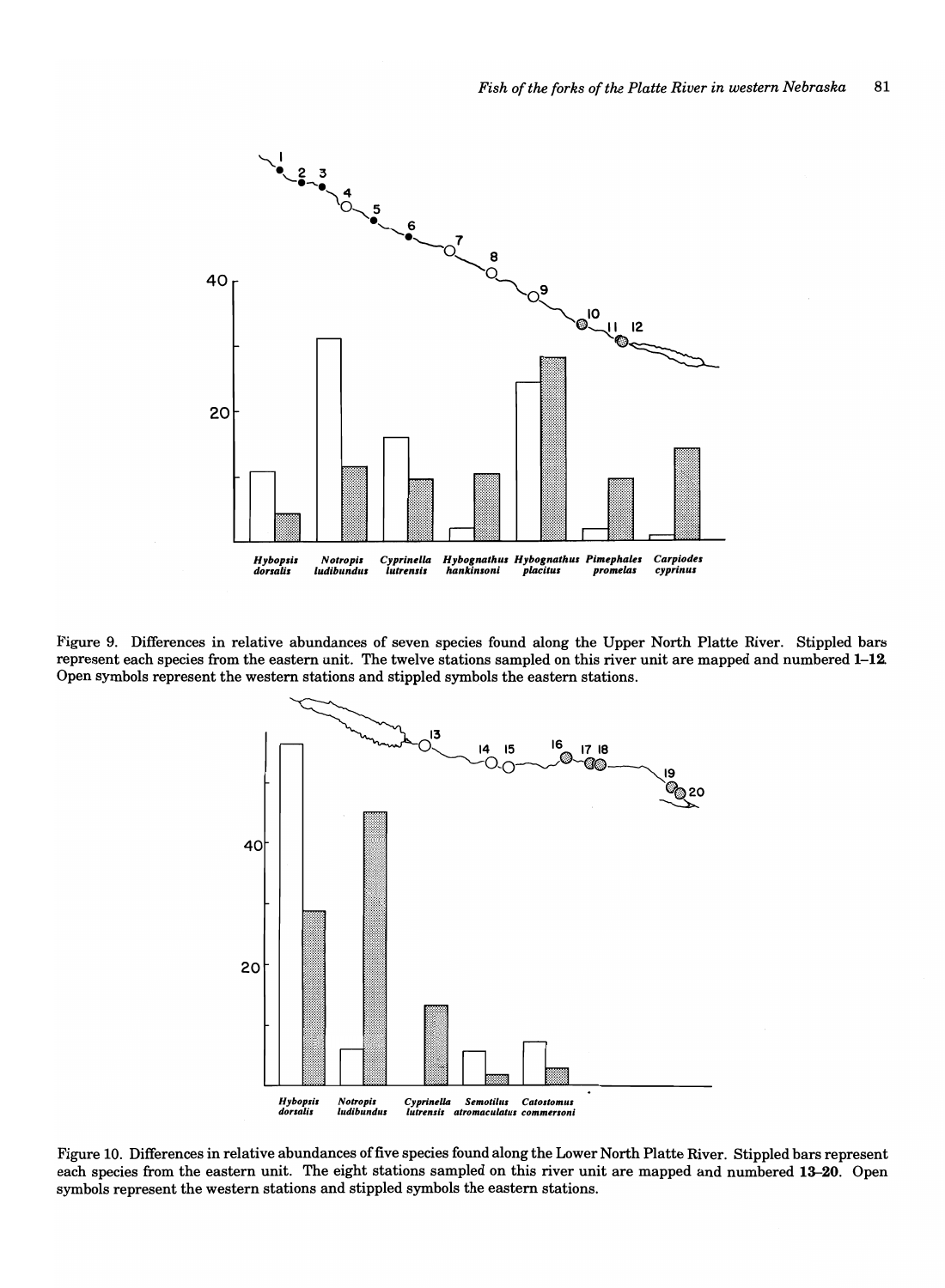Figure 9. Differences in relative abundances of seven species found along the Upper North Platte River. Stippled bars represent each species from the eastern unit. The twelve stations sampled on this river unit are mapped and numbered **1–12**. Open symbols represent the western stations and stippled symbols the eastern stations.

Figure 10. Differences in relative abundances of five species found along the Lower North Platte River. Stippled bars represent each species from the eastern unit. The eight stations sampled on this river unit are mapped and numbered **13–20**. Open symbols represent the western stations and stippled symbols the eastern stations.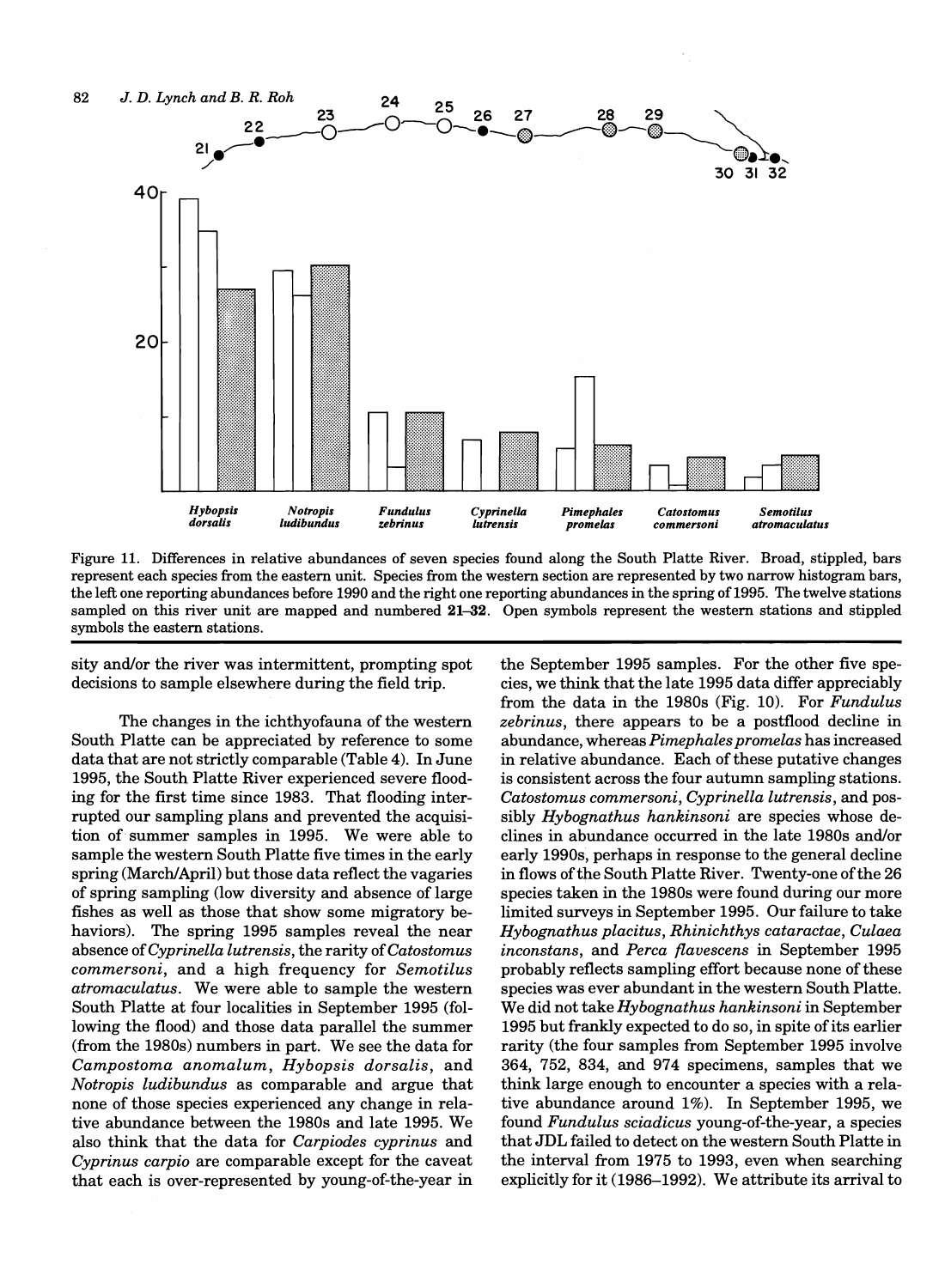Figure 11. Differences in relative abundances of seven species found along the South Platte River. Broad, stippled, bars represent each species from the eastern unit. Species from the western section are represented by two narrow histogram bars, the left one reporting abundances before 1990 and the right one reporting abundances in the spring of 1995. The twelve stations sampled on this river unit are mapped and numbered **21–32**. Open symbols represent the western stations and stippled symbols the eastern stations.

sity and/or the river was intermittent, prompting spot decisions to sample elsewhere during the field trip.

The changes in the ichthyofauna of the western South Platte can be appreciated by reference to some data that are not strictly comparable (Table 4). In June 1995, the South Platte River experienced severe flooding for the first time since 1983. That flooding interrupted our sampling plans and prevented the acquisition of summer samples in 1995. We were able to sample the western South Platte five times in the early spring (March/April) but those data reflect the vagaries of spring sampling (low diversity and absence of large fishes as well as those that show some migratory behaviors). The spring 1995 samples reveal the near absence of *Cyprinella lutrensis*, the rarity of *Catostomus commersoni*, and a high frequency for *Semotilus atromaculatus*. We were able to sample the western South Platte at four localities in September 1995 (following the flood) and those data parallel the summer (from the 1980s) numbers in part. We see the data for *Campostoma anomalum*, *Hybopsis dorsalis*, and *Notropis ludibundus* as comparable and argue that none of those species experienced any change in relative abundance between the 1980s and late 1995. We also think that the data for *Carpiodes cyprinus* and *Cyprinus carpio* are comparable except for the caveat that each is over-represented by young-of-the-year in the September 1995 samples. For the other five species, we think that the late 1995 data differ appreciably from the data in the 1980s (Fig. 10). For *Fundulus zebrinus*, there appears to be a postflood decline in abundance, whereas *Pimephales promelas* has increased in relative abundance. Each of these putative changes is consistent across the four autumn sampling stations. *Catostomus commersoni*, *Cyprinella lutrensis*, and possibly *Hybognathus hankinsoni* are species whose declines in abundance occurred in the late 1980s and/or early 1990s, perhaps in response to the general decline in flows of the South Platte River. Twenty-one of the 26 species taken in the 1980s were found during our more limited surveys in September 1995. Our failure to take *Hybognathus placitus*, *Rhinichthys cataractae*, *Culaea inconstans*, and *Perca flavescens* in September 1995 probably reflects sampling effort because none of these species was ever abundant in the western South Platte. We did not take *Hybognathus hankinsoni* in September 1995 but frankly expected to do so, in spite of its earlier rarity (the four samples from September 1995 involve 364, 752, 834, and 974 specimens, samples that we think large enough to encounter a species with a relative abundance around 1%). In September 1995, we found *Fundulus sciadicus* young-of-the-year, a species that JDL failed to detect on the western South Platte in the interval from 1975 to 1993, even when searching explicitly for it (1986–1992). We attribute its arrival to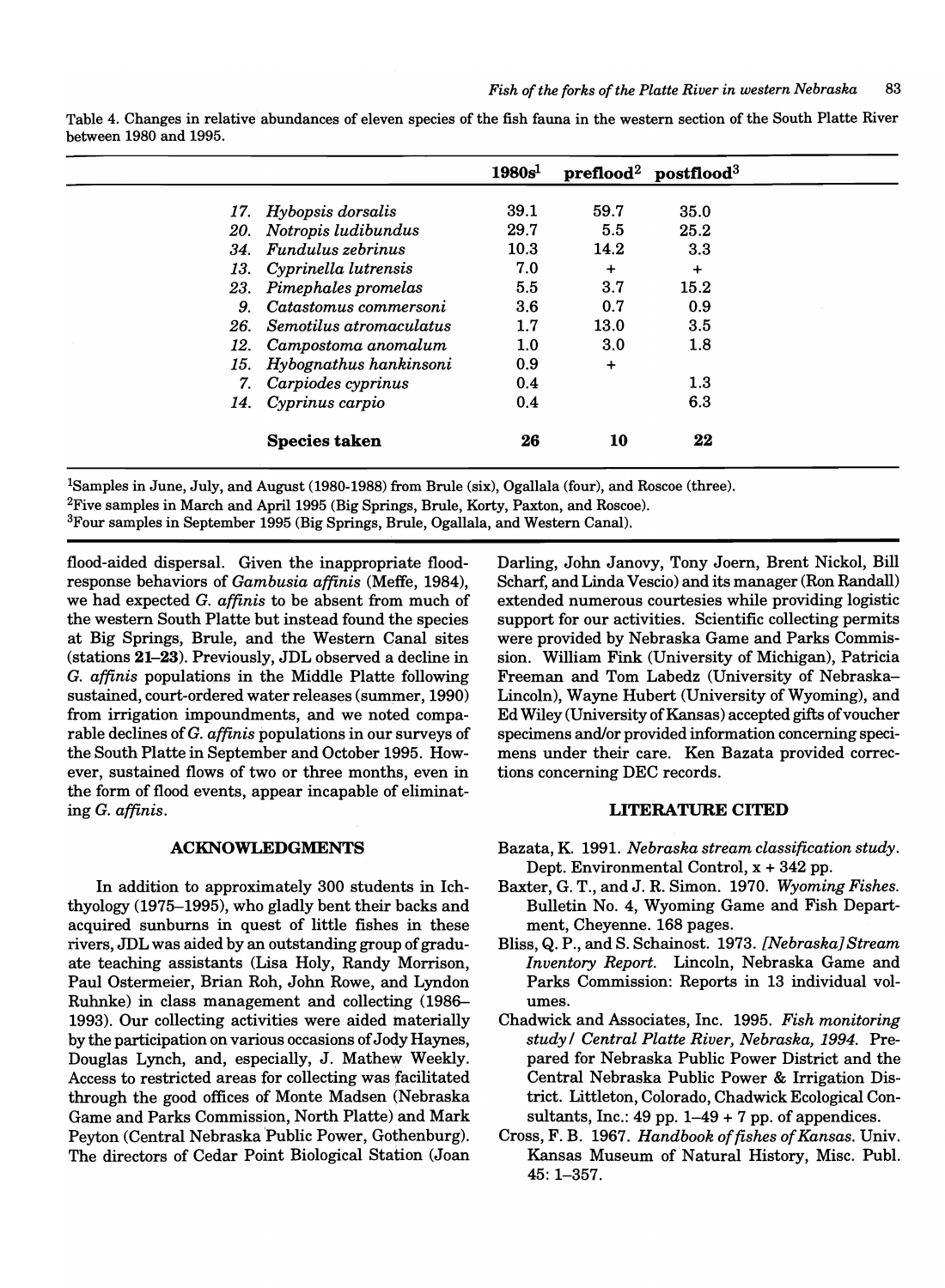Table 4. Changes in relative abundances of eleven species of the fish fauna in the western section of the South Platte River between 1980 and 1995.

| | 1980s[1] | preflood[2] | postflood[3] |
|---|---|---|---|
| 17. *Hybopsis dorsalis* | 39.1 | 59.7 | 35.0 |
| 20. *Notropis ludibundus* | 29.7 | 5.5 | 25.2 |
| 34. *Fundulus zebrinus* | 10.3 | 14.2 | 3.3 |
| 13. *Cyprinella lutrensis* | 7.0 | + | + |
| 23. *Pimephales promelas* | 5.5 | 3.7 | 15.2 |
| 9. *Catastomus commersoni* | 3.6 | 0.7 | 0.9 |
| 26. *Semotilus atromaculatus* | 1.7 | 13.0 | 3.5 |
| 12. *Campostoma anomalum* | 1.0 | 3.0 | 1.8 |
| 15. *Hybognathus hankinsoni* | 0.9 | + | |
| 7. *Carpiodes cyprinus* | 0.4 | | 1.3 |
| 14. *Cyprinus carpio* | 0.4 | | 6.3 |
| **Species taken** | **26** | **10** | **22** |

[1]Samples in June, July, and August (1980-1988) from Brule (six), Ogallala (four), and Roscoe (three).
[2]Five samples in March and April 1995 (Big Springs, Brule, Korty, Paxton, and Roscoe).
[3]Four samples in September 1995 (Big Springs, Brule, Ogallala, and Western Canal).

flood-aided dispersal. Given the inappropriate flood-response behaviors of *Gambusia affinis* (Meffe, 1984), we had expected *G. affinis* to be absent from much of the western South Platte but instead found the species at Big Springs, Brule, and the Western Canal sites (stations **21–23**). Previously, JDL observed a decline in *G. affinis* populations in the Middle Platte following sustained, court-ordered water releases (summer, 1990) from irrigation impoundments, and we noted comparable declines of *G. affinis* populations in our surveys of the South Platte in September and October 1995. However, sustained flows of two or three months, even in the form of flood events, appear incapable of eliminating *G. affinis*.

## ACKNOWLEDGMENTS

In addition to approximately 300 students in Ichthyology (1975–1995), who gladly bent their backs and acquired sunburns in quest of little fishes in these rivers, JDL was aided by an outstanding group of graduate teaching assistants (Lisa Holy, Randy Morrison, Paul Ostermeier, Brian Roh, John Rowe, and Lyndon Ruhnke) in class management and collecting (1986–1993). Our collecting activities were aided materially by the participation on various occasions of Jody Haynes, Douglas Lynch, and, especially, J. Mathew Weekly. Access to restricted areas for collecting was facilitated through the good offices of Monte Madsen (Nebraska Game and Parks Commission, North Platte) and Mark Peyton (Central Nebraska Public Power, Gothenburg). The directors of Cedar Point Biological Station (Joan Darling, John Janovy, Tony Joern, Brent Nickol, Bill Scharf, and Linda Vescio) and its manager (Ron Randall) extended numerous courtesies while providing logistic support for our activities. Scientific collecting permits were provided by Nebraska Game and Parks Commission. William Fink (University of Michigan), Patricia Freeman and Tom Labedz (University of Nebraska–Lincoln), Wayne Hubert (University of Wyoming), and Ed Wiley (University of Kansas) accepted gifts of voucher specimens and/or provided information concerning specimens under their care. Ken Bazata provided corrections concerning DEC records.

## LITERATURE CITED

Bazata, K. 1991. *Nebraska stream classification study*. Dept. Environmental Control, x + 342 pp.

Baxter, G. T., and J. R. Simon. 1970. *Wyoming Fishes*. Bulletin No. 4, Wyoming Game and Fish Department, Cheyenne. 168 pages.

Bliss, Q. P., and S. Schainost. 1973. *[Nebraska] Stream Inventory Report*. Lincoln, Nebraska Game and Parks Commission: Reports in 13 individual volumes.

Chadwick and Associates, Inc. 1995. *Fish monitoring study / Central Platte River, Nebraska, 1994*. Prepared for Nebraska Public Power District and the Central Nebraska Public Power & Irrigation District. Littleton, Colorado, Chadwick Ecological Consultants, Inc.: 49 pp. 1–49 + 7 pp. of appendices.

Cross, F. B. 1967. *Handbook of fishes of Kansas*. Univ. Kansas Museum of Natural History, Misc. Publ. 45: 1–357.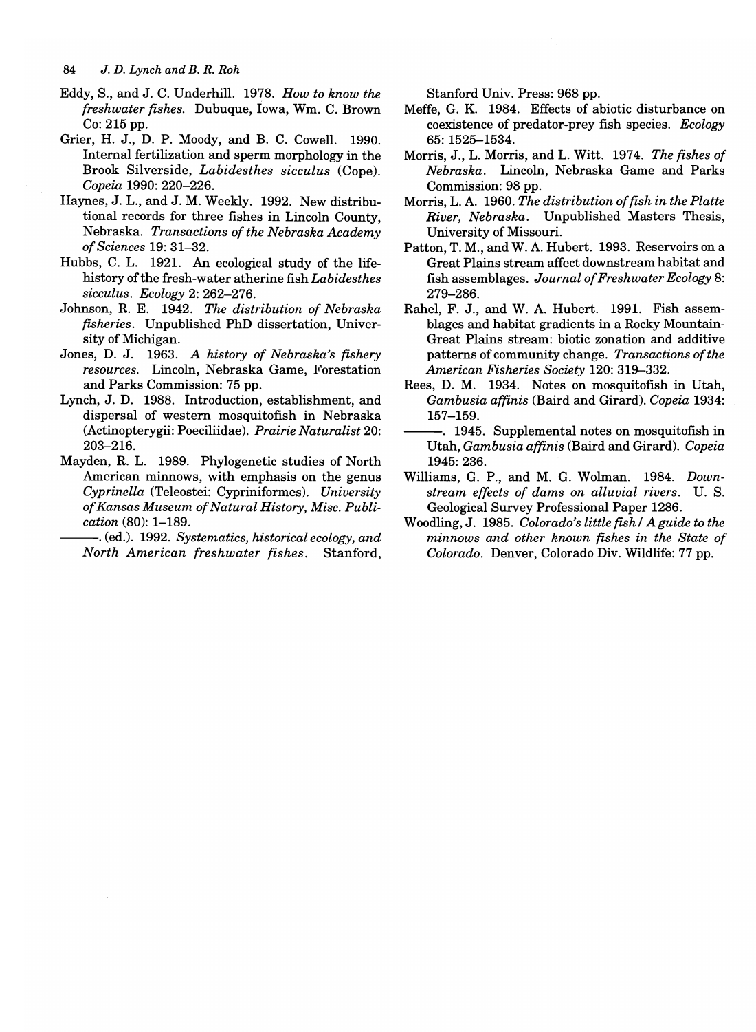Eddy, S., and J. C. Underhill. 1978. *How to know the freshwater fishes.* Dubuque, Iowa, Wm. C. Brown Co: 215 pp.

Grier, H. J., D. P. Moody, and B. C. Cowell. 1990. Internal fertilization and sperm morphology in the Brook Silverside, *Labidesthes sicculus* (Cope). *Copeia* 1990: 220–226.

Haynes, J. L., and J. M. Weekly. 1992. New distributional records for three fishes in Lincoln County, Nebraska. *Transactions of the Nebraska Academy of Sciences* 19: 31–32.

Hubbs, C. L. 1921. An ecological study of the life-history of the fresh-water atherine fish *Labidesthes sicculus*. *Ecology* 2: 262–276.

Johnson, R. E. 1942. *The distribution of Nebraska fisheries.* Unpublished PhD dissertation, University of Michigan.

Jones, D. J. 1963. *A history of Nebraska's fishery resources.* Lincoln, Nebraska Game, Forestation and Parks Commission: 75 pp.

Lynch, J. D. 1988. Introduction, establishment, and dispersal of western mosquitofish in Nebraska (Actinopterygii: Poeciliidae). *Prairie Naturalist* 20: 203–216.

Mayden, R. L. 1989. Phylogenetic studies of North American minnows, with emphasis on the genus *Cyprinella* (Teleostei: Cypriniformes). *University of Kansas Museum of Natural History, Misc. Publication* (80): 1–189.

———. (ed.). 1992. *Systematics, historical ecology, and North American freshwater fishes.* Stanford, Stanford Univ. Press: 968 pp.

Meffe, G. K. 1984. Effects of abiotic disturbance on coexistence of predator-prey fish species. *Ecology* 65: 1525–1534.

Morris, J., L. Morris, and L. Witt. 1974. *The fishes of Nebraska.* Lincoln, Nebraska Game and Parks Commission: 98 pp.

Morris, L. A. 1960. *The distribution of fish in the Platte River, Nebraska.* Unpublished Masters Thesis, University of Missouri.

Patton, T. M., and W. A. Hubert. 1993. Reservoirs on a Great Plains stream affect downstream habitat and fish assemblages. *Journal of Freshwater Ecology* 8: 279–286.

Rahel, F. J., and W. A. Hubert. 1991. Fish assemblages and habitat gradients in a Rocky Mountain-Great Plains stream: biotic zonation and additive patterns of community change. *Transactions of the American Fisheries Society* 120: 319–332.

Rees, D. M. 1934. Notes on mosquitofish in Utah, *Gambusia affinis* (Baird and Girard). *Copeia* 1934: 157–159.

———. 1945. Supplemental notes on mosquitofish in Utah, *Gambusia affinis* (Baird and Girard). *Copeia* 1945: 236.

Williams, G. P., and M. G. Wolman. 1984. *Downstream effects of dams on alluvial rivers.* U. S. Geological Survey Professional Paper 1286.

Woodling, J. 1985. *Colorado's little fish / A guide to the minnows and other known fishes in the State of Colorado.* Denver, Colorado Div. Wildlife: 77 pp.